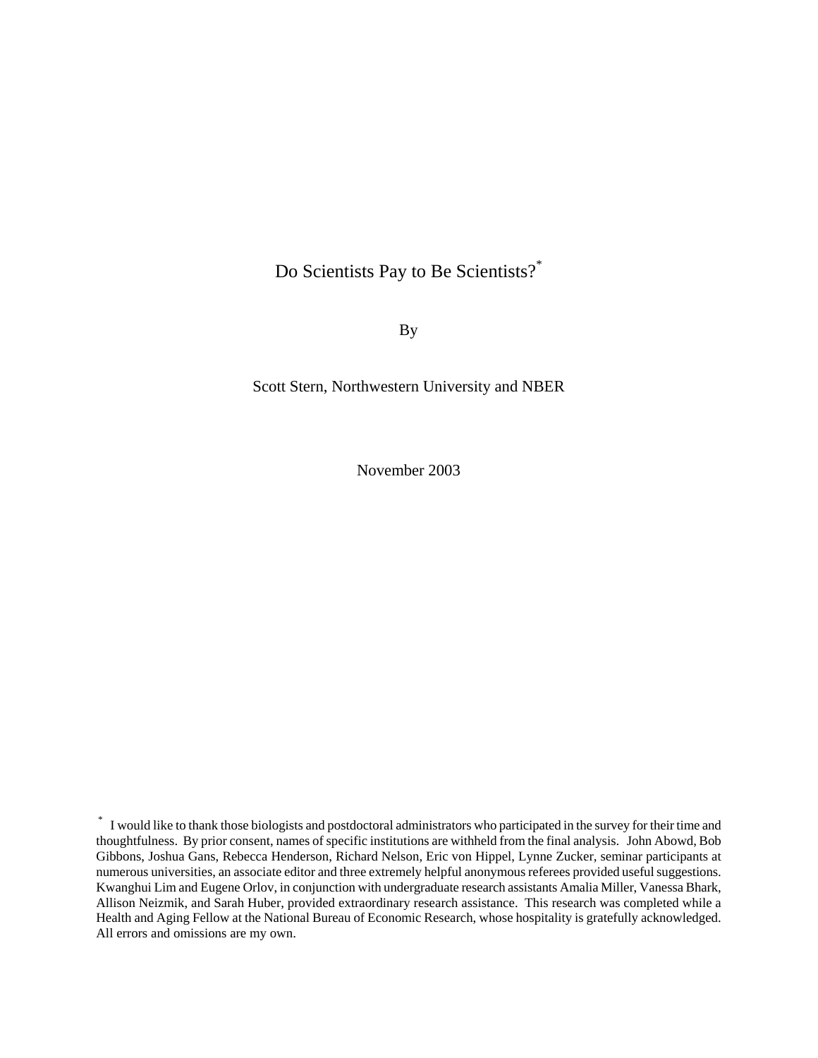# Do Scientists Pay to Be Scientists?*

By

Scott Stern, Northwestern University and NBER

November 2003

\* I would like to thank those biologists and postdoctoral administrators who participated in the survey for their time and thoughtfulness. By prior consent, names of specific institutions are withheld from the final analysis. John Abowd, Bob Gibbons, Joshua Gans, Rebecca Henderson, Richard Nelson, Eric von Hippel, Lynne Zucker, seminar participants at numerous universities, an associate editor and three extremely helpful anonymous referees provided useful suggestions. Kwanghui Lim and Eugene Orlov, in conjunction with undergraduate research assistants Amalia Miller, Vanessa Bhark, Allison Neizmik, and Sarah Huber, provided extraordinary research assistance. This research was completed while a Health and Aging Fellow at the National Bureau of Economic Research, whose hospitality is gratefully acknowledged. All errors and omissions are my own.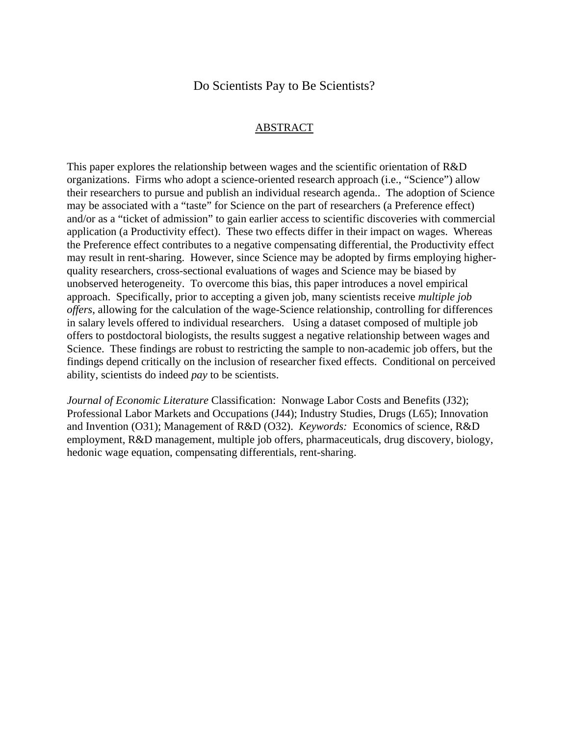# Do Scientists Pay to Be Scientists?

## ABSTRACT

This paper explores the relationship between wages and the scientific orientation of R&D organizations. Firms who adopt a science-oriented research approach (i.e., "Science") allow their researchers to pursue and publish an individual research agenda.. The adoption of Science may be associated with a "taste" for Science on the part of researchers (a Preference effect) and/or as a "ticket of admission" to gain earlier access to scientific discoveries with commercial application (a Productivity effect). These two effects differ in their impact on wages. Whereas the Preference effect contributes to a negative compensating differential, the Productivity effect may result in rent-sharing. However, since Science may be adopted by firms employing higher-quality researchers, cross-sectional evaluations of wages and Science may be biased by unobserved heterogeneity. To overcome this bias, this paper introduces a novel empirical approach. Specifically, prior to accepting a given job, many scientists receive *multiple job offers*, allowing for the calculation of the wage-Science relationship, controlling for differences in salary levels offered to individual researchers. Using a dataset composed of multiple job offers to postdoctoral biologists, the results suggest a negative relationship between wages and Science. These findings are robust to restricting the sample to non-academic job offers, but the findings depend critically on the inclusion of researcher fixed effects. Conditional on perceived ability, scientists do indeed *pay* to be scientists.

*Journal of Economic Literature* Classification: Nonwage Labor Costs and Benefits (J32); Professional Labor Markets and Occupations (J44); Industry Studies, Drugs (L65); Innovation and Invention (O31); Management of R&D (O32). *Keywords:* Economics of science, R&D employment, R&D management, multiple job offers, pharmaceuticals, drug discovery, biology, hedonic wage equation, compensating differentials, rent-sharing.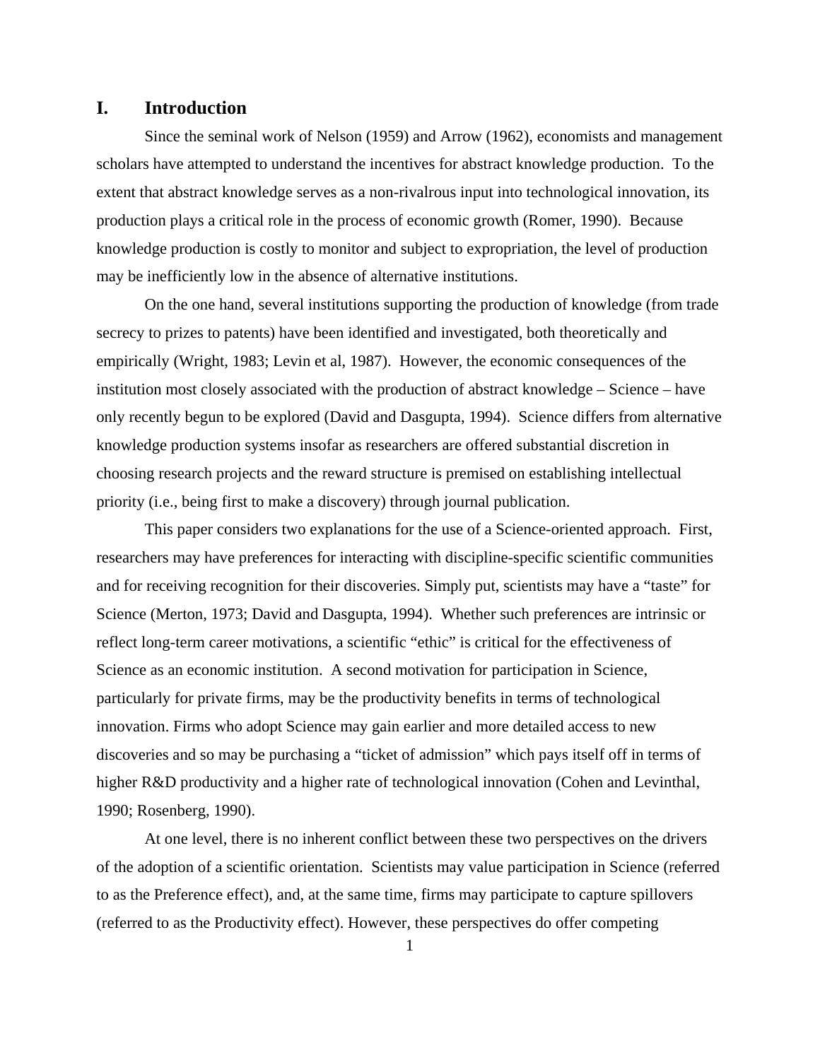## I. Introduction

Since the seminal work of Nelson (1959) and Arrow (1962), economists and management scholars have attempted to understand the incentives for abstract knowledge production. To the extent that abstract knowledge serves as a non-rivalrous input into technological innovation, its production plays a critical role in the process of economic growth (Romer, 1990). Because knowledge production is costly to monitor and subject to expropriation, the level of production may be inefficiently low in the absence of alternative institutions.

On the one hand, several institutions supporting the production of knowledge (from trade secrecy to prizes to patents) have been identified and investigated, both theoretically and empirically (Wright, 1983; Levin et al, 1987). However, the economic consequences of the institution most closely associated with the production of abstract knowledge – Science – have only recently begun to be explored (David and Dasgupta, 1994). Science differs from alternative knowledge production systems insofar as researchers are offered substantial discretion in choosing research projects and the reward structure is premised on establishing intellectual priority (i.e., being first to make a discovery) through journal publication.

This paper considers two explanations for the use of a Science-oriented approach. First, researchers may have preferences for interacting with discipline-specific scientific communities and for receiving recognition for their discoveries. Simply put, scientists may have a "taste" for Science (Merton, 1973; David and Dasgupta, 1994). Whether such preferences are intrinsic or reflect long-term career motivations, a scientific "ethic" is critical for the effectiveness of Science as an economic institution. A second motivation for participation in Science, particularly for private firms, may be the productivity benefits in terms of technological innovation. Firms who adopt Science may gain earlier and more detailed access to new discoveries and so may be purchasing a "ticket of admission" which pays itself off in terms of higher R&D productivity and a higher rate of technological innovation (Cohen and Levinthal, 1990; Rosenberg, 1990).

At one level, there is no inherent conflict between these two perspectives on the drivers of the adoption of a scientific orientation. Scientists may value participation in Science (referred to as the Preference effect), and, at the same time, firms may participate to capture spillovers (referred to as the Productivity effect). However, these perspectives do offer competing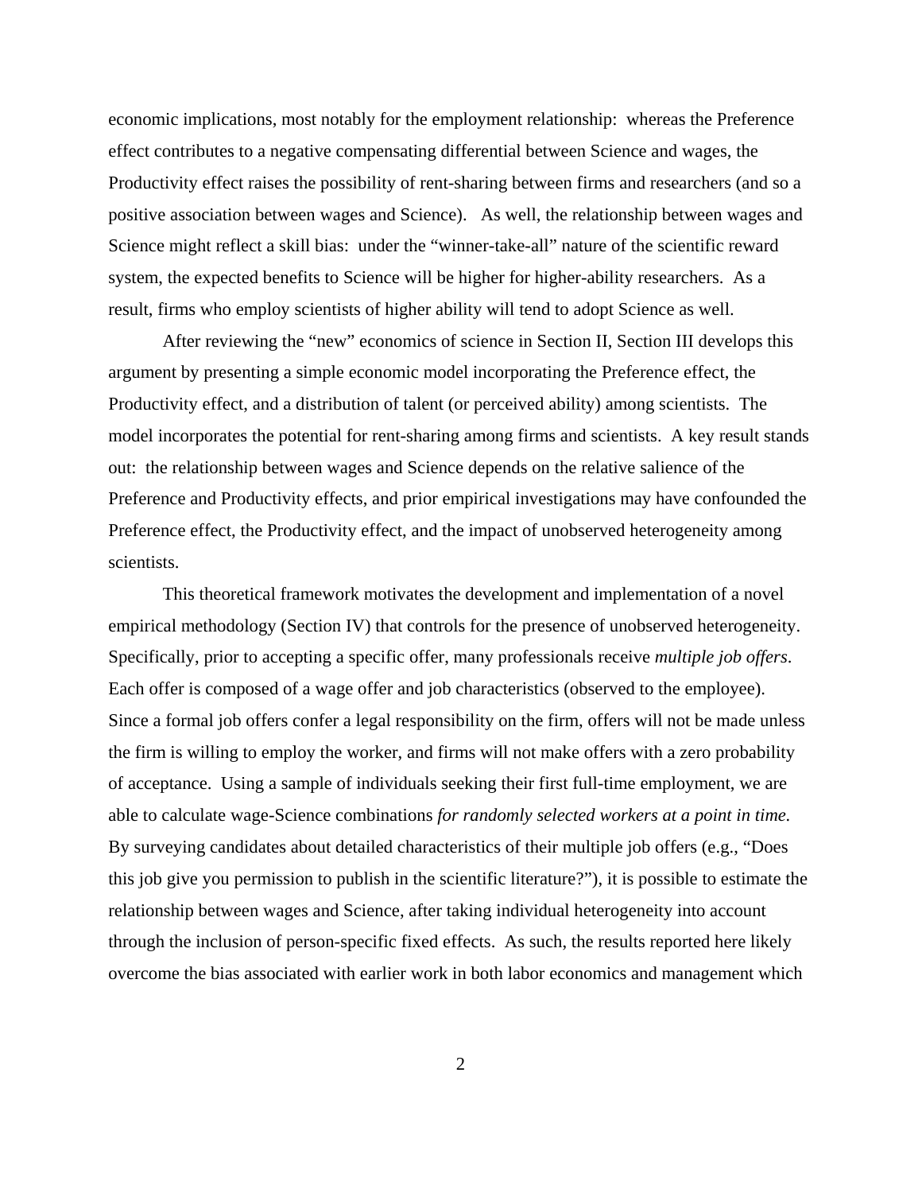economic implications, most notably for the employment relationship: whereas the Preference effect contributes to a negative compensating differential between Science and wages, the Productivity effect raises the possibility of rent-sharing between firms and researchers (and so a positive association between wages and Science). As well, the relationship between wages and Science might reflect a skill bias: under the "winner-take-all" nature of the scientific reward system, the expected benefits to Science will be higher for higher-ability researchers. As a result, firms who employ scientists of higher ability will tend to adopt Science as well.

After reviewing the "new" economics of science in Section II, Section III develops this argument by presenting a simple economic model incorporating the Preference effect, the Productivity effect, and a distribution of talent (or perceived ability) among scientists. The model incorporates the potential for rent-sharing among firms and scientists. A key result stands out: the relationship between wages and Science depends on the relative salience of the Preference and Productivity effects, and prior empirical investigations may have confounded the Preference effect, the Productivity effect, and the impact of unobserved heterogeneity among scientists.

This theoretical framework motivates the development and implementation of a novel empirical methodology (Section IV) that controls for the presence of unobserved heterogeneity. Specifically, prior to accepting a specific offer, many professionals receive *multiple job offers*. Each offer is composed of a wage offer and job characteristics (observed to the employee). Since a formal job offers confer a legal responsibility on the firm, offers will not be made unless the firm is willing to employ the worker, and firms will not make offers with a zero probability of acceptance. Using a sample of individuals seeking their first full-time employment, we are able to calculate wage-Science combinations *for randomly selected workers at a point in time.* By surveying candidates about detailed characteristics of their multiple job offers (e.g., "Does this job give you permission to publish in the scientific literature?"), it is possible to estimate the relationship between wages and Science, after taking individual heterogeneity into account through the inclusion of person-specific fixed effects. As such, the results reported here likely overcome the bias associated with earlier work in both labor economics and management which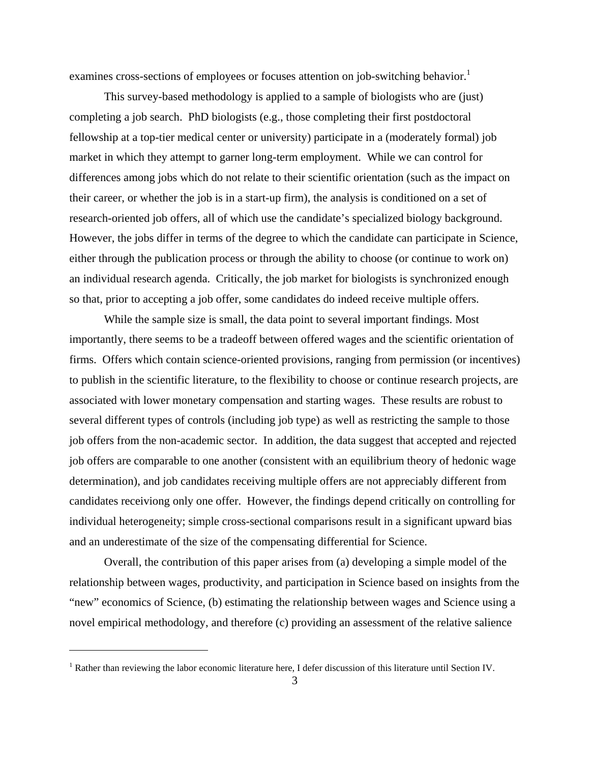examines cross-sections of employees or focuses attention on job-switching behavior.[1]

This survey-based methodology is applied to a sample of biologists who are (just) completing a job search. PhD biologists (e.g., those completing their first postdoctoral fellowship at a top-tier medical center or university) participate in a (moderately formal) job market in which they attempt to garner long-term employment. While we can control for differences among jobs which do not relate to their scientific orientation (such as the impact on their career, or whether the job is in a start-up firm), the analysis is conditioned on a set of research-oriented job offers, all of which use the candidate's specialized biology background. However, the jobs differ in terms of the degree to which the candidate can participate in Science, either through the publication process or through the ability to choose (or continue to work on) an individual research agenda. Critically, the job market for biologists is synchronized enough so that, prior to accepting a job offer, some candidates do indeed receive multiple offers.

While the sample size is small, the data point to several important findings. Most importantly, there seems to be a tradeoff between offered wages and the scientific orientation of firms. Offers which contain science-oriented provisions, ranging from permission (or incentives) to publish in the scientific literature, to the flexibility to choose or continue research projects, are associated with lower monetary compensation and starting wages. These results are robust to several different types of controls (including job type) as well as restricting the sample to those job offers from the non-academic sector. In addition, the data suggest that accepted and rejected job offers are comparable to one another (consistent with an equilibrium theory of hedonic wage determination), and job candidates receiving multiple offers are not appreciably different from candidates receiviong only one offer. However, the findings depend critically on controlling for individual heterogeneity; simple cross-sectional comparisons result in a significant upward bias and an underestimate of the size of the compensating differential for Science.

Overall, the contribution of this paper arises from (a) developing a simple model of the relationship between wages, productivity, and participation in Science based on insights from the "new" economics of Science, (b) estimating the relationship between wages and Science using a novel empirical methodology, and therefore (c) providing an assessment of the relative salience

[1] Rather than reviewing the labor economic literature here, I defer discussion of this literature until Section IV.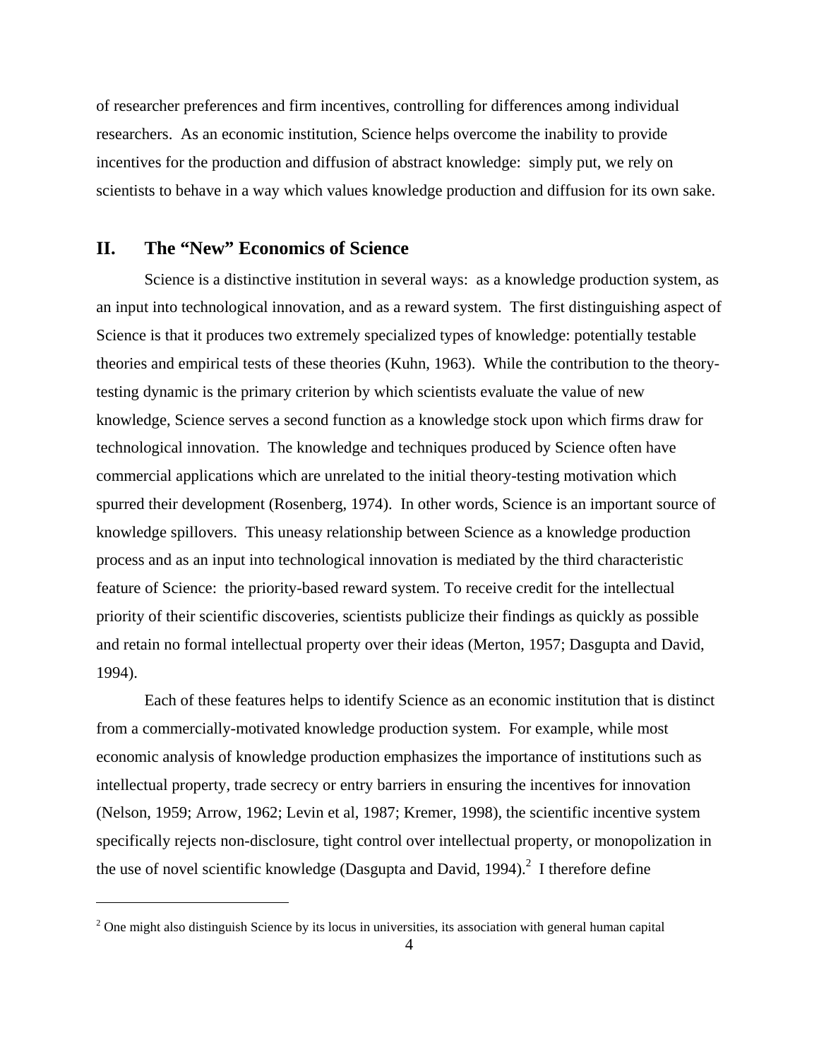of researcher preferences and firm incentives, controlling for differences among individual researchers. As an economic institution, Science helps overcome the inability to provide incentives for the production and diffusion of abstract knowledge: simply put, we rely on scientists to behave in a way which values knowledge production and diffusion for its own sake.

## II. The "New" Economics of Science

Science is a distinctive institution in several ways: as a knowledge production system, as an input into technological innovation, and as a reward system. The first distinguishing aspect of Science is that it produces two extremely specialized types of knowledge: potentially testable theories and empirical tests of these theories (Kuhn, 1963). While the contribution to the theory-testing dynamic is the primary criterion by which scientists evaluate the value of new knowledge, Science serves a second function as a knowledge stock upon which firms draw for technological innovation. The knowledge and techniques produced by Science often have commercial applications which are unrelated to the initial theory-testing motivation which spurred their development (Rosenberg, 1974). In other words, Science is an important source of knowledge spillovers. This uneasy relationship between Science as a knowledge production process and as an input into technological innovation is mediated by the third characteristic feature of Science: the priority-based reward system. To receive credit for the intellectual priority of their scientific discoveries, scientists publicize their findings as quickly as possible and retain no formal intellectual property over their ideas (Merton, 1957; Dasgupta and David, 1994).

Each of these features helps to identify Science as an economic institution that is distinct from a commercially-motivated knowledge production system. For example, while most economic analysis of knowledge production emphasizes the importance of institutions such as intellectual property, trade secrecy or entry barriers in ensuring the incentives for innovation (Nelson, 1959; Arrow, 1962; Levin et al, 1987; Kremer, 1998), the scientific incentive system specifically rejects non-disclosure, tight control over intellectual property, or monopolization in the use of novel scientific knowledge (Dasgupta and David, 1994).[2] I therefore define

[2] One might also distinguish Science by its locus in universities, its association with general human capital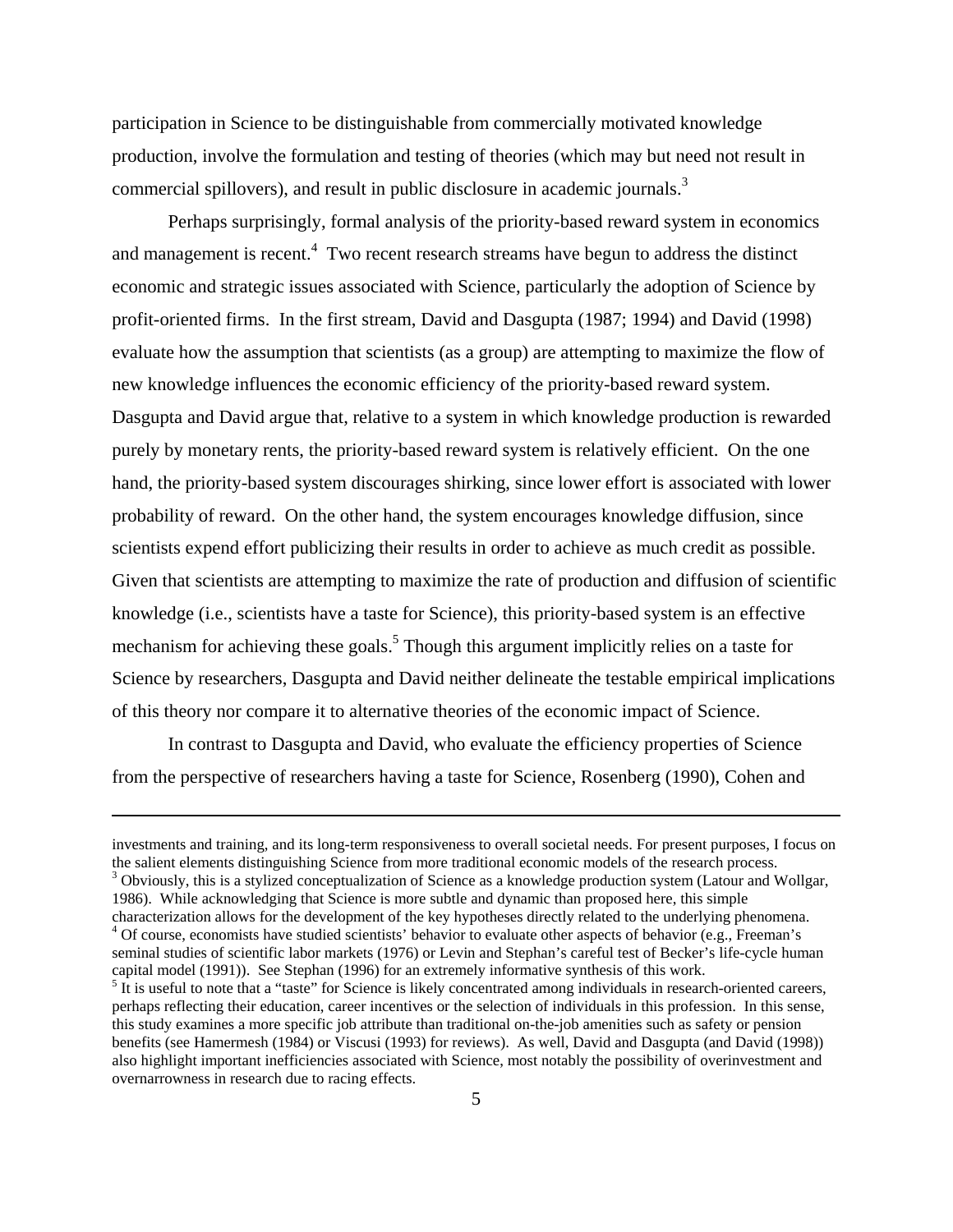participation in Science to be distinguishable from commercially motivated knowledge production, involve the formulation and testing of theories (which may but need not result in commercial spillovers), and result in public disclosure in academic journals.[3]

Perhaps surprisingly, formal analysis of the priority-based reward system in economics and management is recent.[4] Two recent research streams have begun to address the distinct economic and strategic issues associated with Science, particularly the adoption of Science by profit-oriented firms. In the first stream, David and Dasgupta (1987; 1994) and David (1998) evaluate how the assumption that scientists (as a group) are attempting to maximize the flow of new knowledge influences the economic efficiency of the priority-based reward system. Dasgupta and David argue that, relative to a system in which knowledge production is rewarded purely by monetary rents, the priority-based reward system is relatively efficient. On the one hand, the priority-based system discourages shirking, since lower effort is associated with lower probability of reward. On the other hand, the system encourages knowledge diffusion, since scientists expend effort publicizing their results in order to achieve as much credit as possible. Given that scientists are attempting to maximize the rate of production and diffusion of scientific knowledge (i.e., scientists have a taste for Science), this priority-based system is an effective mechanism for achieving these goals.[5] Though this argument implicitly relies on a taste for Science by researchers, Dasgupta and David neither delineate the testable empirical implications of this theory nor compare it to alternative theories of the economic impact of Science.

In contrast to Dasgupta and David, who evaluate the efficiency properties of Science from the perspective of researchers having a taste for Science, Rosenberg (1990), Cohen and

---

investments and training, and its long-term responsiveness to overall societal needs. For present purposes, I focus on the salient elements distinguishing Science from more traditional economic models of the research process.

[3] Obviously, this is a stylized conceptualization of Science as a knowledge production system (Latour and Wollgar, 1986). While acknowledging that Science is more subtle and dynamic than proposed here, this simple characterization allows for the development of the key hypotheses directly related to the underlying phenomena.

[4] Of course, economists have studied scientists' behavior to evaluate other aspects of behavior (e.g., Freeman's seminal studies of scientific labor markets (1976) or Levin and Stephan's careful test of Becker's life-cycle human capital model (1991)). See Stephan (1996) for an extremely informative synthesis of this work.

[5] It is useful to note that a "taste" for Science is likely concentrated among individuals in research-oriented careers, perhaps reflecting their education, career incentives or the selection of individuals in this profession. In this sense, this study examines a more specific job attribute than traditional on-the-job amenities such as safety or pension benefits (see Hamermesh (1984) or Viscusi (1993) for reviews). As well, David and Dasgupta (and David (1998)) also highlight important inefficiencies associated with Science, most notably the possibility of overinvestment and overnarrowness in research due to racing effects.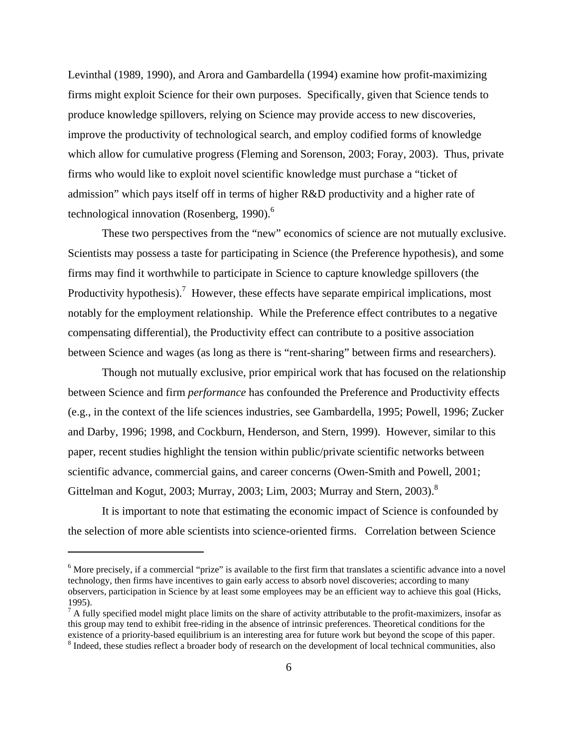Levinthal (1989, 1990), and Arora and Gambardella (1994) examine how profit-maximizing firms might exploit Science for their own purposes. Specifically, given that Science tends to produce knowledge spillovers, relying on Science may provide access to new discoveries, improve the productivity of technological search, and employ codified forms of knowledge which allow for cumulative progress (Fleming and Sorenson, 2003; Foray, 2003). Thus, private firms who would like to exploit novel scientific knowledge must purchase a "ticket of admission" which pays itself off in terms of higher R&D productivity and a higher rate of technological innovation (Rosenberg, 1990).[6]

These two perspectives from the "new" economics of science are not mutually exclusive. Scientists may possess a taste for participating in Science (the Preference hypothesis), and some firms may find it worthwhile to participate in Science to capture knowledge spillovers (the Productivity hypothesis).[7] However, these effects have separate empirical implications, most notably for the employment relationship. While the Preference effect contributes to a negative compensating differential), the Productivity effect can contribute to a positive association between Science and wages (as long as there is "rent-sharing" between firms and researchers).

Though not mutually exclusive, prior empirical work that has focused on the relationship between Science and firm *performance* has confounded the Preference and Productivity effects (e.g., in the context of the life sciences industries, see Gambardella, 1995; Powell, 1996; Zucker and Darby, 1996; 1998, and Cockburn, Henderson, and Stern, 1999). However, similar to this paper, recent studies highlight the tension within public/private scientific networks between scientific advance, commercial gains, and career concerns (Owen-Smith and Powell, 2001; Gittelman and Kogut, 2003; Murray, 2003; Lim, 2003; Murray and Stern, 2003).[8]

It is important to note that estimating the economic impact of Science is confounded by the selection of more able scientists into science-oriented firms. Correlation between Science

---

[6] More precisely, if a commercial "prize" is available to the first firm that translates a scientific advance into a novel technology, then firms have incentives to gain early access to absorb novel discoveries; according to many observers, participation in Science by at least some employees may be an efficient way to achieve this goal (Hicks, 1995).

[7] A fully specified model might place limits on the share of activity attributable to the profit-maximizers, insofar as this group may tend to exhibit free-riding in the absence of intrinsic preferences. Theoretical conditions for the existence of a priority-based equilibrium is an interesting area for future work but beyond the scope of this paper.

[8] Indeed, these studies reflect a broader body of research on the development of local technical communities, also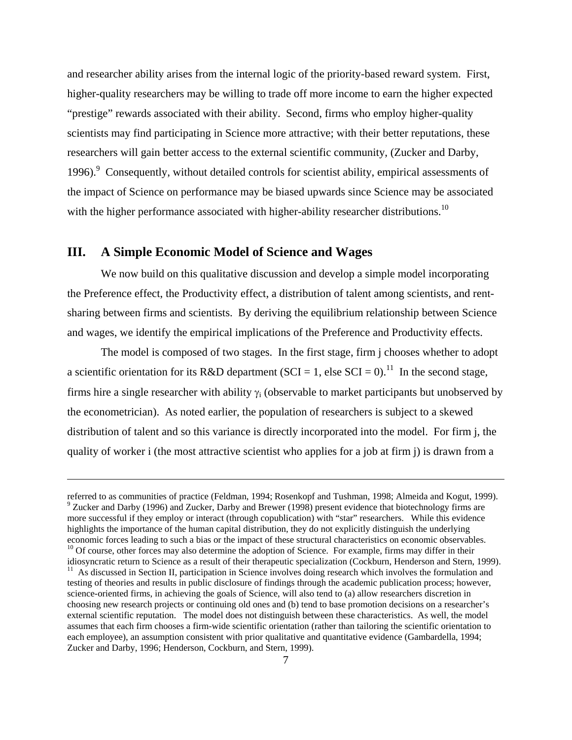and researcher ability arises from the internal logic of the priority-based reward system. First, higher-quality researchers may be willing to trade off more income to earn the higher expected "prestige" rewards associated with their ability. Second, firms who employ higher-quality scientists may find participating in Science more attractive; with their better reputations, these researchers will gain better access to the external scientific community, (Zucker and Darby, 1996).[9] Consequently, without detailed controls for scientist ability, empirical assessments of the impact of Science on performance may be biased upwards since Science may be associated with the higher performance associated with higher-ability researcher distributions.[10]

## III. A Simple Economic Model of Science and Wages

We now build on this qualitative discussion and develop a simple model incorporating the Preference effect, the Productivity effect, a distribution of talent among scientists, and rent-sharing between firms and scientists. By deriving the equilibrium relationship between Science and wages, we identify the empirical implications of the Preference and Productivity effects.

The model is composed of two stages. In the first stage, firm j chooses whether to adopt a scientific orientation for its R&D department (SCI = 1, else SCI = 0).[11] In the second stage, firms hire a single researcher with ability $\gamma_i$ (observable to market participants but unobserved by the econometrician). As noted earlier, the population of researchers is subject to a skewed distribution of talent and so this variance is directly incorporated into the model. For firm j, the quality of worker i (the most attractive scientist who applies for a job at firm j) is drawn from a

---

referred to as communities of practice (Feldman, 1994; Rosenkopf and Tushman, 1998; Almeida and Kogut, 1999).

[9] Zucker and Darby (1996) and Zucker, Darby and Brewer (1998) present evidence that biotechnology firms are more successful if they employ or interact (through copublication) with "star" researchers. While this evidence highlights the importance of the human capital distribution, they do not explicitly distinguish the underlying economic forces leading to such a bias or the impact of these structural characteristics on economic observables.

[10] Of course, other forces may also determine the adoption of Science. For example, firms may differ in their idiosyncratic return to Science as a result of their therapeutic specialization (Cockburn, Henderson and Stern, 1999).

[11] As discussed in Section II, participation in Science involves doing research which involves the formulation and testing of theories and results in public disclosure of findings through the academic publication process; however, science-oriented firms, in achieving the goals of Science, will also tend to (a) allow researchers discretion in choosing new research projects or continuing old ones and (b) tend to base promotion decisions on a researcher's external scientific reputation. The model does not distinguish between these characteristics. As well, the model assumes that each firm chooses a firm-wide scientific orientation (rather than tailoring the scientific orientation to each employee), an assumption consistent with prior qualitative and quantitative evidence (Gambardella, 1994; Zucker and Darby, 1996; Henderson, Cockburn, and Stern, 1999).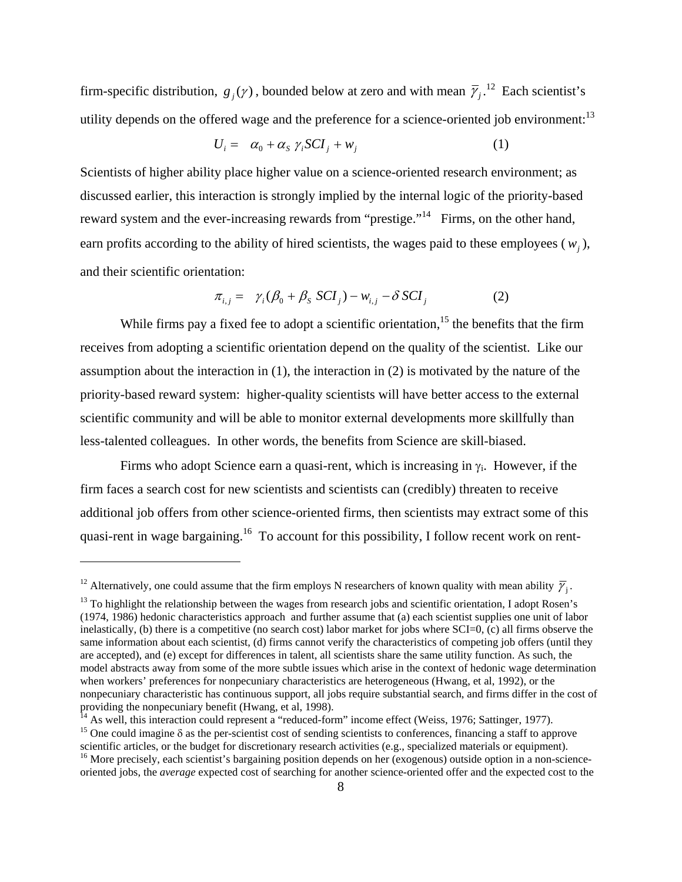firm-specific distribution, $g_j(\gamma)$, bounded below at zero and with mean $\bar{\gamma}_j$.[12] Each scientist's utility depends on the offered wage and the preference for a science-oriented job environment:[13]

$$U_i = \alpha_0 + \alpha_S \gamma_i SCI_j + w_j \qquad (1)$$

Scientists of higher ability place higher value on a science-oriented research environment; as discussed earlier, this interaction is strongly implied by the internal logic of the priority-based reward system and the ever-increasing rewards from "prestige."[14] Firms, on the other hand, earn profits according to the ability of hired scientists, the wages paid to these employees ($w_j$), and their scientific orientation:

$$\pi_{i,j} = \gamma_i(\beta_0 + \beta_S SCI_j) - w_{i,j} - \delta SCI_j \qquad (2)$$

While firms pay a fixed fee to adopt a scientific orientation,[15] the benefits that the firm receives from adopting a scientific orientation depend on the quality of the scientist. Like our assumption about the interaction in (1), the interaction in (2) is motivated by the nature of the priority-based reward system: higher-quality scientists will have better access to the external scientific community and will be able to monitor external developments more skillfully than less-talented colleagues. In other words, the benefits from Science are skill-biased.

Firms who adopt Science earn a quasi-rent, which is increasing in $\gamma_i$. However, if the firm faces a search cost for new scientists and scientists can (credibly) threaten to receive additional job offers from other science-oriented firms, then scientists may extract some of this quasi-rent in wage bargaining.[16] To account for this possibility, I follow recent work on rent-

---

[12] Alternatively, one could assume that the firm employs N researchers of known quality with mean ability $\bar{\gamma}_j$.

[13] To highlight the relationship between the wages from research jobs and scientific orientation, I adopt Rosen's (1974, 1986) hedonic characteristics approach and further assume that (a) each scientist supplies one unit of labor inelastically, (b) there is a competitive (no search cost) labor market for jobs where SCI=0, (c) all firms observe the same information about each scientist, (d) firms cannot verify the characteristics of competing job offers (until they are accepted), and (e) except for differences in talent, all scientists share the same utility function. As such, the model abstracts away from some of the more subtle issues which arise in the context of hedonic wage determination when workers' preferences for nonpecuniary characteristics are heterogeneous (Hwang, et al, 1992), or the nonpecuniary characteristic has continuous support, all jobs require substantial search, and firms differ in the cost of providing the nonpecuniary benefit (Hwang, et al, 1998).

[14] As well, this interaction could represent a "reduced-form" income effect (Weiss, 1976; Sattinger, 1977).

[15] One could imagine $\delta$ as the per-scientist cost of sending scientists to conferences, financing a staff to approve scientific articles, or the budget for discretionary research activities (e.g., specialized materials or equipment).

[16] More precisely, each scientist's bargaining position depends on her (exogenous) outside option in a non-science-oriented jobs, the *average* expected cost of searching for another science-oriented offer and the expected cost to the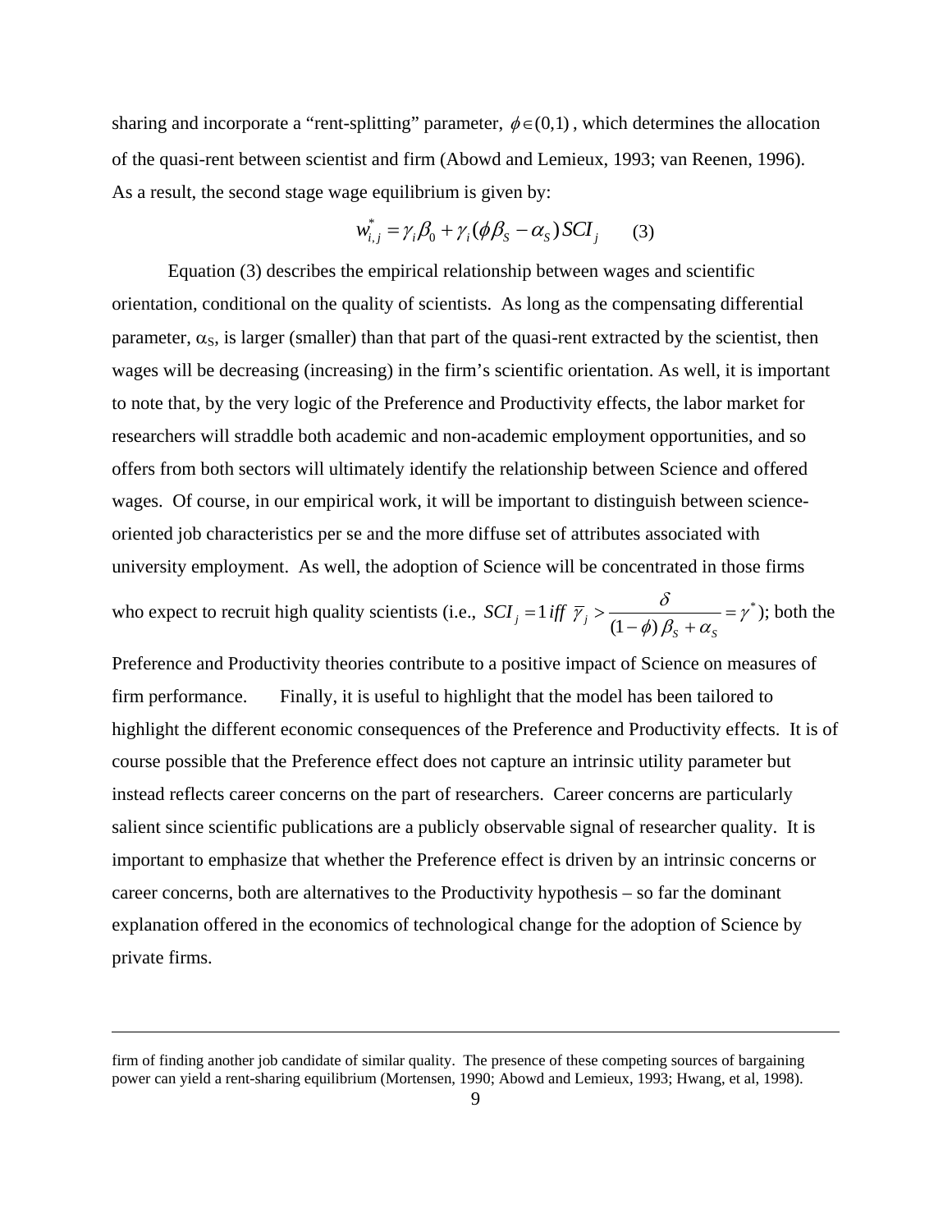sharing and incorporate a "rent-splitting" parameter, $\phi \in (0,1)$, which determines the allocation of the quasi-rent between scientist and firm (Abowd and Lemieux, 1993; van Reenen, 1996). As a result, the second stage wage equilibrium is given by:

$$w_{i,j}^{*} = \gamma_i \beta_0 + \gamma_i (\phi \beta_S - \alpha_S) SCI_j \qquad (3)$$

Equation (3) describes the empirical relationship between wages and scientific orientation, conditional on the quality of scientists. As long as the compensating differential parameter, $\alpha_S$, is larger (smaller) than that part of the quasi-rent extracted by the scientist, then wages will be decreasing (increasing) in the firm's scientific orientation. As well, it is important to note that, by the very logic of the Preference and Productivity effects, the labor market for researchers will straddle both academic and non-academic employment opportunities, and so offers from both sectors will ultimately identify the relationship between Science and offered wages. Of course, in our empirical work, it will be important to distinguish between science-oriented job characteristics per se and the more diffuse set of attributes associated with university employment. As well, the adoption of Science will be concentrated in those firms who expect to recruit high quality scientists (i.e., $SCI_j = 1 \; iff \; \overline{\gamma}_j > \dfrac{\delta}{(1-\phi)\beta_S + \alpha_S} = \gamma^*$); both the Preference and Productivity theories contribute to a positive impact of Science on measures of firm performance. Finally, it is useful to highlight that the model has been tailored to highlight the different economic consequences of the Preference and Productivity effects. It is of course possible that the Preference effect does not capture an intrinsic utility parameter but instead reflects career concerns on the part of researchers. Career concerns are particularly salient since scientific publications are a publicly observable signal of researcher quality. It is important to emphasize that whether the Preference effect is driven by an intrinsic concerns or career concerns, both are alternatives to the Productivity hypothesis – so far the dominant explanation offered in the economics of technological change for the adoption of Science by private firms.

---

firm of finding another job candidate of similar quality. The presence of these competing sources of bargaining power can yield a rent-sharing equilibrium (Mortensen, 1990; Abowd and Lemieux, 1993; Hwang, et al, 1998).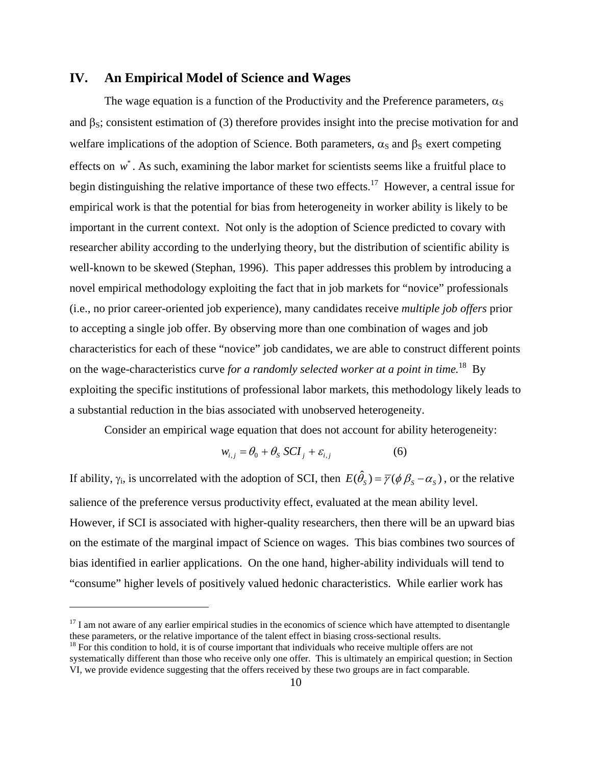## IV. An Empirical Model of Science and Wages

The wage equation is a function of the Productivity and the Preference parameters, $\alpha_S$ and $\beta_S$; consistent estimation of (3) therefore provides insight into the precise motivation for and welfare implications of the adoption of Science. Both parameters, $\alpha_S$ and $\beta_S$ exert competing effects on $w^*$. As such, examining the labor market for scientists seems like a fruitful place to begin distinguishing the relative importance of these two effects.[17] However, a central issue for empirical work is that the potential for bias from heterogeneity in worker ability is likely to be important in the current context. Not only is the adoption of Science predicted to covary with researcher ability according to the underlying theory, but the distribution of scientific ability is well-known to be skewed (Stephan, 1996). This paper addresses this problem by introducing a novel empirical methodology exploiting the fact that in job markets for "novice" professionals (i.e., no prior career-oriented job experience), many candidates receive *multiple job offers* prior to accepting a single job offer. By observing more than one combination of wages and job characteristics for each of these "novice" job candidates, we are able to construct different points on the wage-characteristics curve *for a randomly selected worker at a point in time.*[18] By exploiting the specific institutions of professional labor markets, this methodology likely leads to a substantial reduction in the bias associated with unobserved heterogeneity.

Consider an empirical wage equation that does not account for ability heterogeneity:

$$w_{i,j} = \theta_0 + \theta_S \, SCI_j + \varepsilon_{i,j} \qquad (6)$$

If ability, $\gamma_i$, is uncorrelated with the adoption of SCI, then $E(\hat{\theta}_S) = \bar{\gamma}(\phi \beta_S - \alpha_S)$, or the relative salience of the preference versus productivity effect, evaluated at the mean ability level. However, if SCI is associated with higher-quality researchers, then there will be an upward bias on the estimate of the marginal impact of Science on wages. This bias combines two sources of bias identified in earlier applications. On the one hand, higher-ability individuals will tend to "consume" higher levels of positively valued hedonic characteristics. While earlier work has

[17] I am not aware of any earlier empirical studies in the economics of science which have attempted to disentangle these parameters, or the relative importance of the talent effect in biasing cross-sectional results.

[18] For this condition to hold, it is of course important that individuals who receive multiple offers are not systematically different than those who receive only one offer. This is ultimately an empirical question; in Section VI, we provide evidence suggesting that the offers received by these two groups are in fact comparable.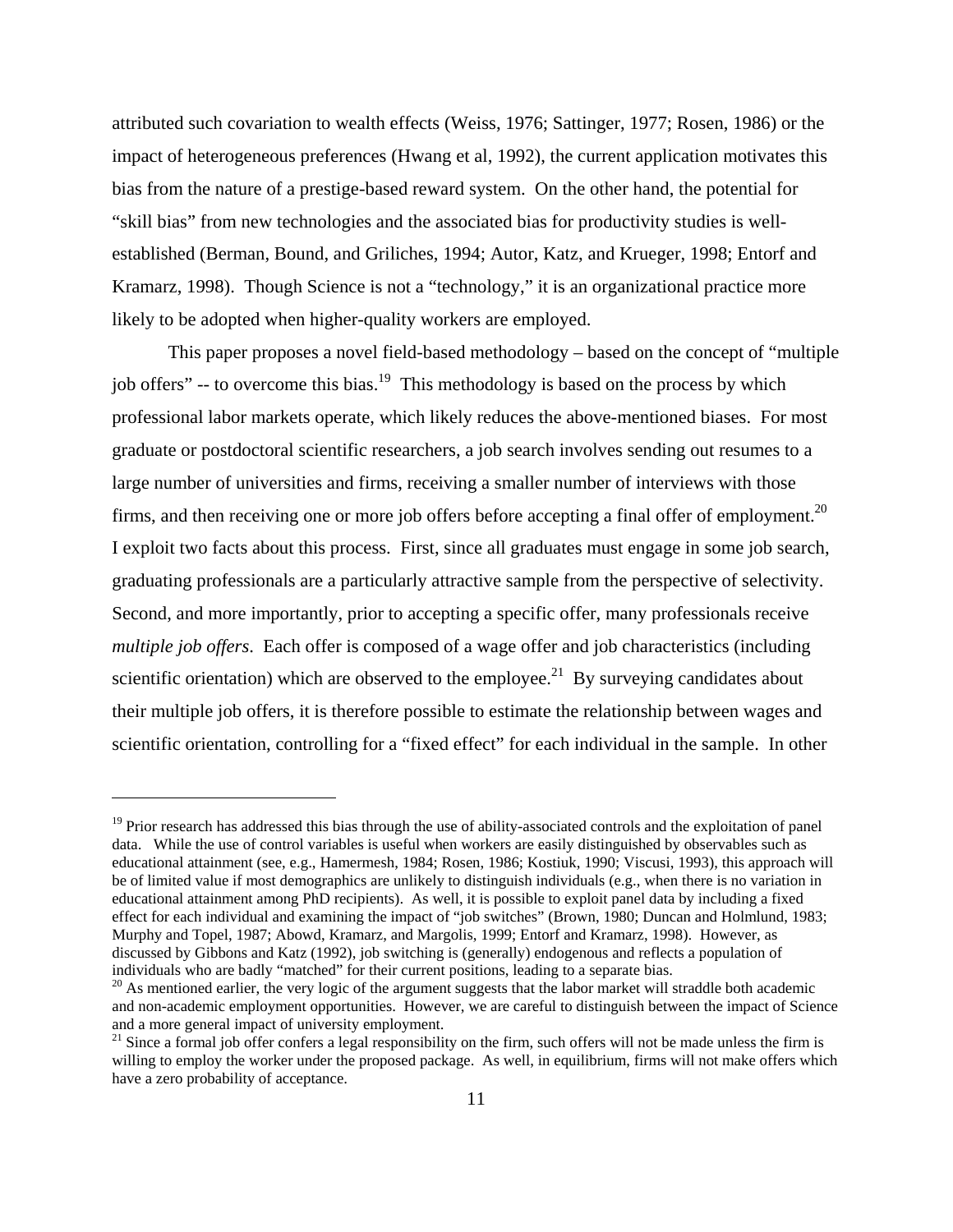attributed such covariation to wealth effects (Weiss, 1976; Sattinger, 1977; Rosen, 1986) or the impact of heterogeneous preferences (Hwang et al, 1992), the current application motivates this bias from the nature of a prestige-based reward system. On the other hand, the potential for "skill bias" from new technologies and the associated bias for productivity studies is well-established (Berman, Bound, and Griliches, 1994; Autor, Katz, and Krueger, 1998; Entorf and Kramarz, 1998). Though Science is not a "technology," it is an organizational practice more likely to be adopted when higher-quality workers are employed.

This paper proposes a novel field-based methodology – based on the concept of "multiple job offers" -- to overcome this bias.[19] This methodology is based on the process by which professional labor markets operate, which likely reduces the above-mentioned biases. For most graduate or postdoctoral scientific researchers, a job search involves sending out resumes to a large number of universities and firms, receiving a smaller number of interviews with those firms, and then receiving one or more job offers before accepting a final offer of employment.[20] I exploit two facts about this process. First, since all graduates must engage in some job search, graduating professionals are a particularly attractive sample from the perspective of selectivity. Second, and more importantly, prior to accepting a specific offer, many professionals receive *multiple job offers*. Each offer is composed of a wage offer and job characteristics (including scientific orientation) which are observed to the employee.[21] By surveying candidates about their multiple job offers, it is therefore possible to estimate the relationship between wages and scientific orientation, controlling for a "fixed effect" for each individual in the sample. In other

---

[19] Prior research has addressed this bias through the use of ability-associated controls and the exploitation of panel data. While the use of control variables is useful when workers are easily distinguished by observables such as educational attainment (see, e.g., Hamermesh, 1984; Rosen, 1986; Kostiuk, 1990; Viscusi, 1993), this approach will be of limited value if most demographics are unlikely to distinguish individuals (e.g., when there is no variation in educational attainment among PhD recipients). As well, it is possible to exploit panel data by including a fixed effect for each individual and examining the impact of "job switches" (Brown, 1980; Duncan and Holmlund, 1983; Murphy and Topel, 1987; Abowd, Kramarz, and Margolis, 1999; Entorf and Kramarz, 1998). However, as discussed by Gibbons and Katz (1992), job switching is (generally) endogenous and reflects a population of individuals who are badly "matched" for their current positions, leading to a separate bias.

[20] As mentioned earlier, the very logic of the argument suggests that the labor market will straddle both academic and non-academic employment opportunities. However, we are careful to distinguish between the impact of Science and a more general impact of university employment.

[21] Since a formal job offer confers a legal responsibility on the firm, such offers will not be made unless the firm is willing to employ the worker under the proposed package. As well, in equilibrium, firms will not make offers which have a zero probability of acceptance.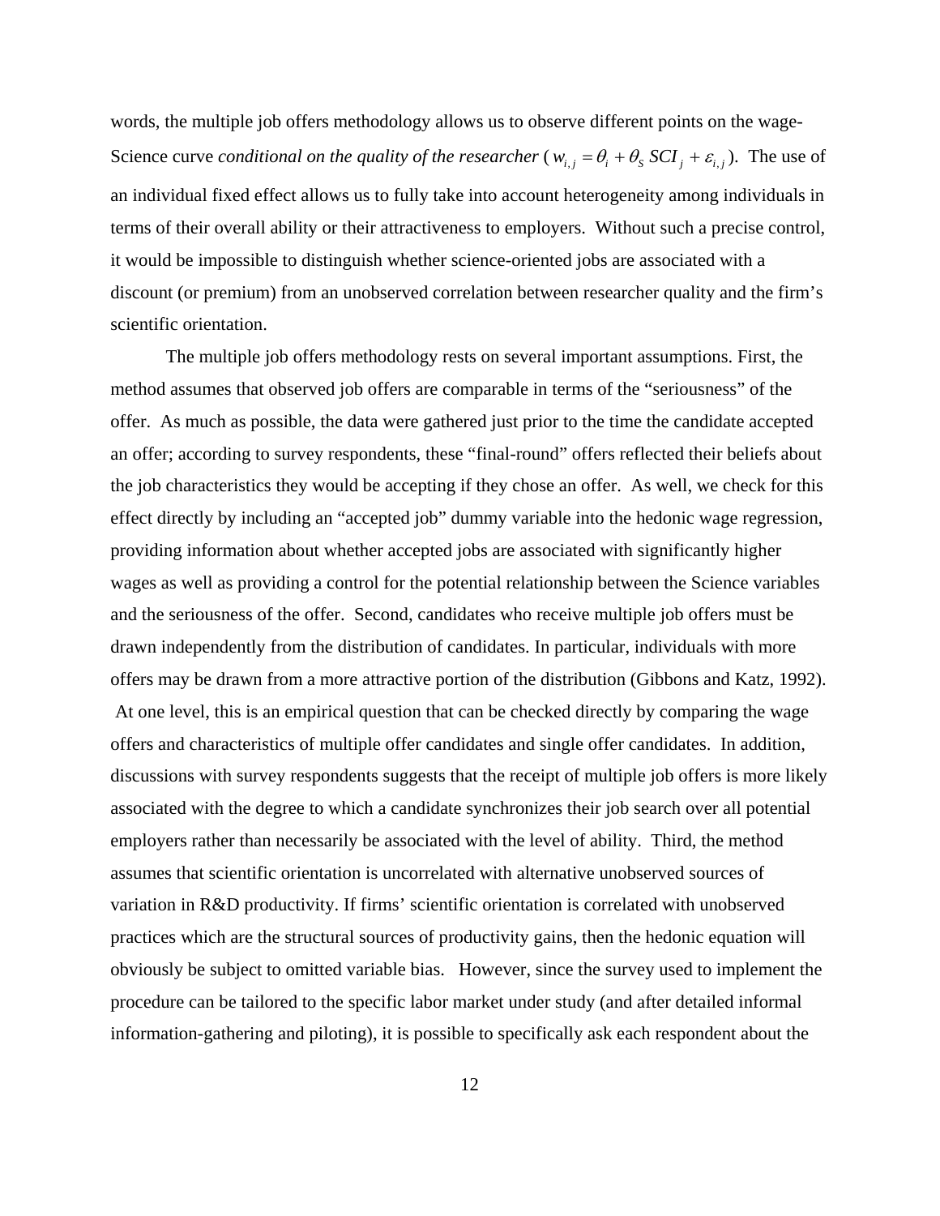words, the multiple job offers methodology allows us to observe different points on the wage-Science curve *conditional on the quality of the researcher* ($w_{i,j} = \theta_i + \theta_S\, SCI_j + \varepsilon_{i,j}$). The use of an individual fixed effect allows us to fully take into account heterogeneity among individuals in terms of their overall ability or their attractiveness to employers. Without such a precise control, it would be impossible to distinguish whether science-oriented jobs are associated with a discount (or premium) from an unobserved correlation between researcher quality and the firm's scientific orientation.

The multiple job offers methodology rests on several important assumptions. First, the method assumes that observed job offers are comparable in terms of the "seriousness" of the offer. As much as possible, the data were gathered just prior to the time the candidate accepted an offer; according to survey respondents, these "final-round" offers reflected their beliefs about the job characteristics they would be accepting if they chose an offer. As well, we check for this effect directly by including an "accepted job" dummy variable into the hedonic wage regression, providing information about whether accepted jobs are associated with significantly higher wages as well as providing a control for the potential relationship between the Science variables and the seriousness of the offer. Second, candidates who receive multiple job offers must be drawn independently from the distribution of candidates. In particular, individuals with more offers may be drawn from a more attractive portion of the distribution (Gibbons and Katz, 1992). At one level, this is an empirical question that can be checked directly by comparing the wage offers and characteristics of multiple offer candidates and single offer candidates. In addition, discussions with survey respondents suggests that the receipt of multiple job offers is more likely associated with the degree to which a candidate synchronizes their job search over all potential employers rather than necessarily be associated with the level of ability. Third, the method assumes that scientific orientation is uncorrelated with alternative unobserved sources of variation in R&D productivity. If firms' scientific orientation is correlated with unobserved practices which are the structural sources of productivity gains, then the hedonic equation will obviously be subject to omitted variable bias. However, since the survey used to implement the procedure can be tailored to the specific labor market under study (and after detailed informal information-gathering and piloting), it is possible to specifically ask each respondent about the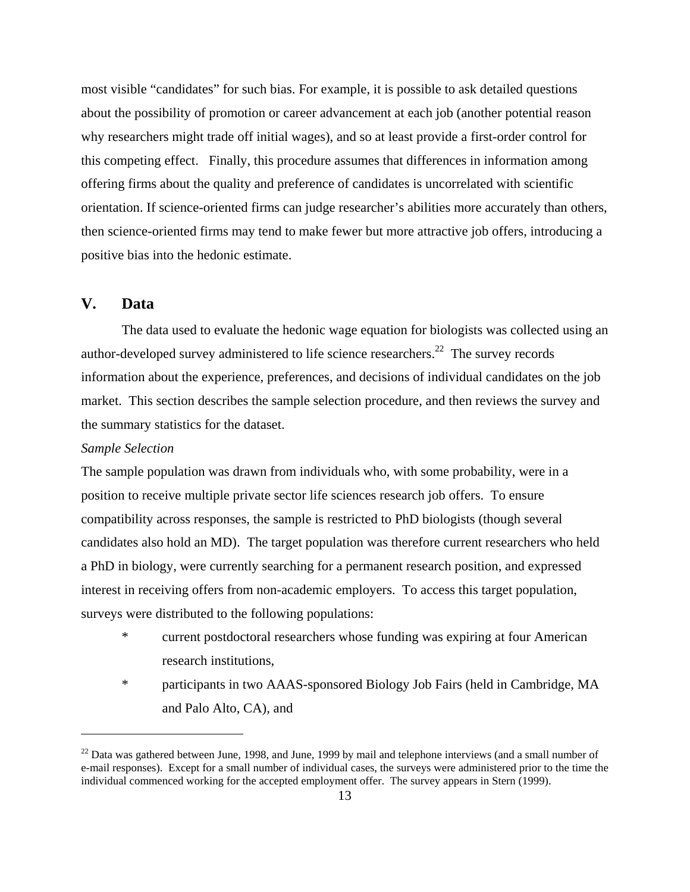most visible "candidates" for such bias. For example, it is possible to ask detailed questions about the possibility of promotion or career advancement at each job (another potential reason why researchers might trade off initial wages), and so at least provide a first-order control for this competing effect. Finally, this procedure assumes that differences in information among offering firms about the quality and preference of candidates is uncorrelated with scientific orientation. If science-oriented firms can judge researcher's abilities more accurately than others, then science-oriented firms may tend to make fewer but more attractive job offers, introducing a positive bias into the hedonic estimate.

## V. Data

The data used to evaluate the hedonic wage equation for biologists was collected using an author-developed survey administered to life science researchers.[22] The survey records information about the experience, preferences, and decisions of individual candidates on the job market. This section describes the sample selection procedure, and then reviews the survey and the summary statistics for the dataset.

*Sample Selection*

The sample population was drawn from individuals who, with some probability, were in a position to receive multiple private sector life sciences research job offers. To ensure compatibility across responses, the sample is restricted to PhD biologists (though several candidates also hold an MD). The target population was therefore current researchers who held a PhD in biology, were currently searching for a permanent research position, and expressed interest in receiving offers from non-academic employers. To access this target population, surveys were distributed to the following populations:

- current postdoctoral researchers whose funding was expiring at four American research institutions,
- participants in two AAAS-sponsored Biology Job Fairs (held in Cambridge, MA and Palo Alto, CA), and

[22] Data was gathered between June, 1998, and June, 1999 by mail and telephone interviews (and a small number of e-mail responses). Except for a small number of individual cases, the surveys were administered prior to the time the individual commenced working for the accepted employment offer. The survey appears in Stern (1999).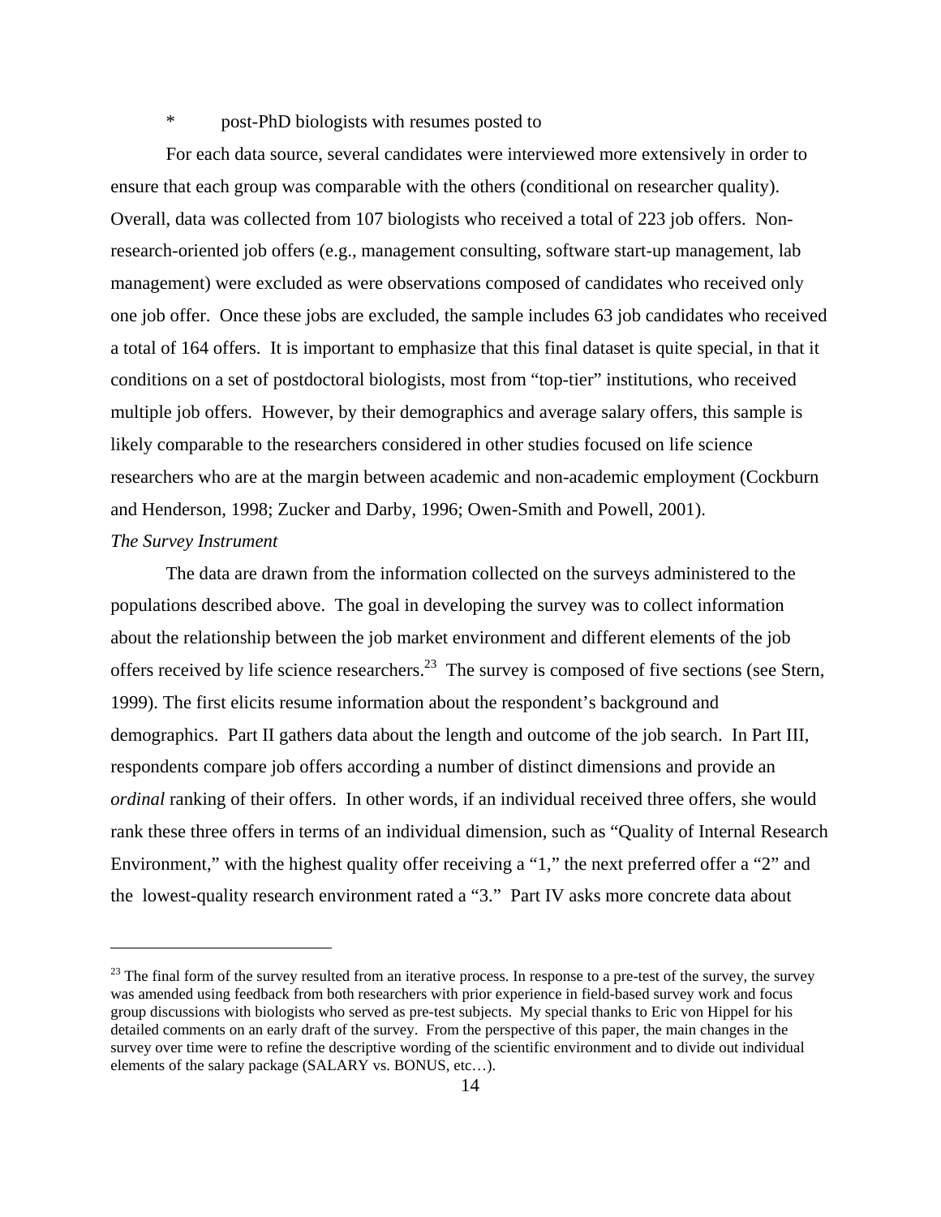* post-PhD biologists with resumes posted to

For each data source, several candidates were interviewed more extensively in order to ensure that each group was comparable with the others (conditional on researcher quality). Overall, data was collected from 107 biologists who received a total of 223 job offers. Non-research-oriented job offers (e.g., management consulting, software start-up management, lab management) were excluded as were observations composed of candidates who received only one job offer. Once these jobs are excluded, the sample includes 63 job candidates who received a total of 164 offers. It is important to emphasize that this final dataset is quite special, in that it conditions on a set of postdoctoral biologists, most from "top-tier" institutions, who received multiple job offers. However, by their demographics and average salary offers, this sample is likely comparable to the researchers considered in other studies focused on life science researchers who are at the margin between academic and non-academic employment (Cockburn and Henderson, 1998; Zucker and Darby, 1996; Owen-Smith and Powell, 2001).

*The Survey Instrument*

The data are drawn from the information collected on the surveys administered to the populations described above. The goal in developing the survey was to collect information about the relationship between the job market environment and different elements of the job offers received by life science researchers.[23] The survey is composed of five sections (see Stern, 1999). The first elicits resume information about the respondent's background and demographics. Part II gathers data about the length and outcome of the job search. In Part III, respondents compare job offers according a number of distinct dimensions and provide an *ordinal* ranking of their offers. In other words, if an individual received three offers, she would rank these three offers in terms of an individual dimension, such as "Quality of Internal Research Environment," with the highest quality offer receiving a "1," the next preferred offer a "2" and the lowest-quality research environment rated a "3." Part IV asks more concrete data about

[23] The final form of the survey resulted from an iterative process. In response to a pre-test of the survey, the survey was amended using feedback from both researchers with prior experience in field-based survey work and focus group discussions with biologists who served as pre-test subjects. My special thanks to Eric von Hippel for his detailed comments on an early draft of the survey. From the perspective of this paper, the main changes in the survey over time were to refine the descriptive wording of the scientific environment and to divide out individual elements of the salary package (SALARY vs. BONUS, etc…).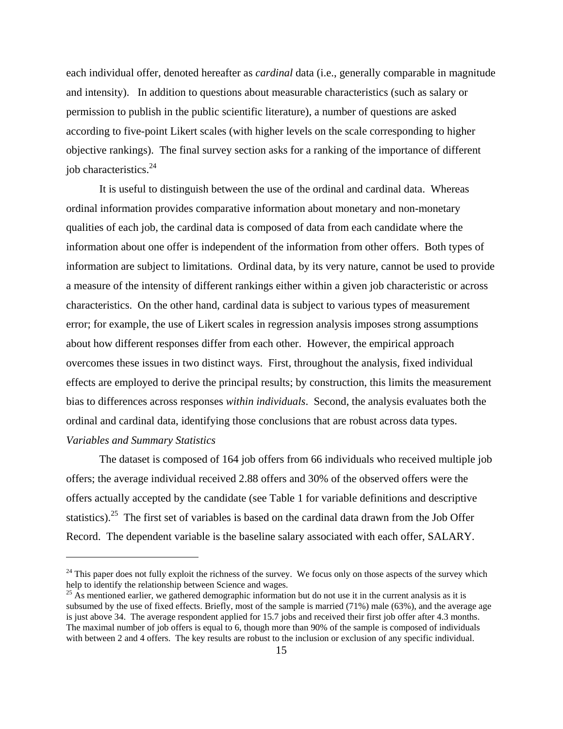each individual offer, denoted hereafter as *cardinal* data (i.e., generally comparable in magnitude and intensity). In addition to questions about measurable characteristics (such as salary or permission to publish in the public scientific literature), a number of questions are asked according to five-point Likert scales (with higher levels on the scale corresponding to higher objective rankings). The final survey section asks for a ranking of the importance of different job characteristics.[24]

It is useful to distinguish between the use of the ordinal and cardinal data. Whereas ordinal information provides comparative information about monetary and non-monetary qualities of each job, the cardinal data is composed of data from each candidate where the information about one offer is independent of the information from other offers. Both types of information are subject to limitations. Ordinal data, by its very nature, cannot be used to provide a measure of the intensity of different rankings either within a given job characteristic or across characteristics. On the other hand, cardinal data is subject to various types of measurement error; for example, the use of Likert scales in regression analysis imposes strong assumptions about how different responses differ from each other. However, the empirical approach overcomes these issues in two distinct ways. First, throughout the analysis, fixed individual effects are employed to derive the principal results; by construction, this limits the measurement bias to differences across responses *within individuals*. Second, the analysis evaluates both the ordinal and cardinal data, identifying those conclusions that are robust across data types.

*Variables and Summary Statistics*

The dataset is composed of 164 job offers from 66 individuals who received multiple job offers; the average individual received 2.88 offers and 30% of the observed offers were the offers actually accepted by the candidate (see Table 1 for variable definitions and descriptive statistics).[25] The first set of variables is based on the cardinal data drawn from the Job Offer Record. The dependent variable is the baseline salary associated with each offer, SALARY.

---

[24] This paper does not fully exploit the richness of the survey. We focus only on those aspects of the survey which help to identify the relationship between Science and wages.

[25] As mentioned earlier, we gathered demographic information but do not use it in the current analysis as it is subsumed by the use of fixed effects. Briefly, most of the sample is married (71%) male (63%), and the average age is just above 34. The average respondent applied for 15.7 jobs and received their first job offer after 4.3 months. The maximal number of job offers is equal to 6, though more than 90% of the sample is composed of individuals with between 2 and 4 offers. The key results are robust to the inclusion or exclusion of any specific individual.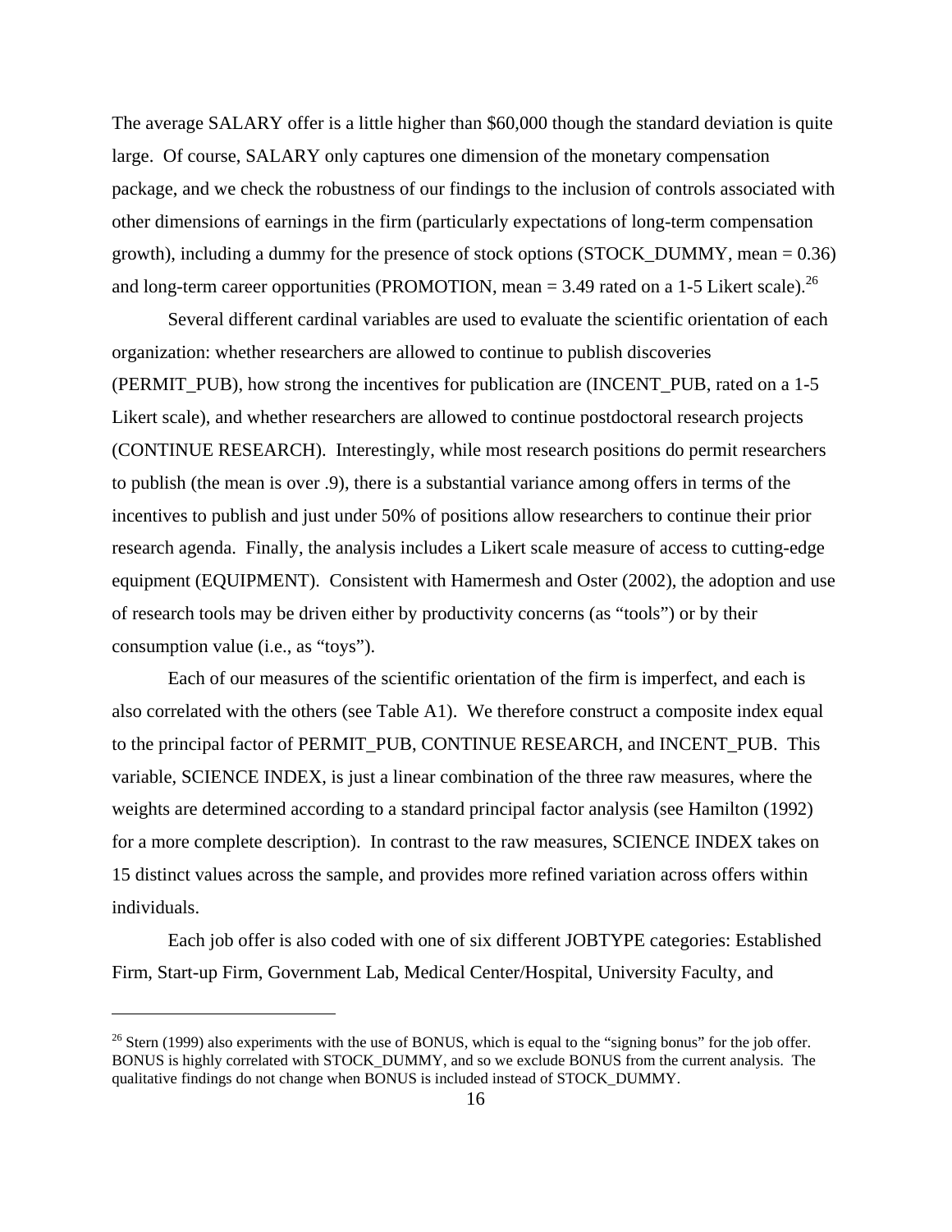The average SALARY offer is a little higher than $60,000 though the standard deviation is quite large. Of course, SALARY only captures one dimension of the monetary compensation package, and we check the robustness of our findings to the inclusion of controls associated with other dimensions of earnings in the firm (particularly expectations of long-term compensation growth), including a dummy for the presence of stock options (STOCK_DUMMY, mean = 0.36) and long-term career opportunities (PROMOTION, mean = 3.49 rated on a 1-5 Likert scale).[26]

Several different cardinal variables are used to evaluate the scientific orientation of each organization: whether researchers are allowed to continue to publish discoveries (PERMIT_PUB), how strong the incentives for publication are (INCENT_PUB, rated on a 1-5 Likert scale), and whether researchers are allowed to continue postdoctoral research projects (CONTINUE RESEARCH). Interestingly, while most research positions do permit researchers to publish (the mean is over .9), there is a substantial variance among offers in terms of the incentives to publish and just under 50% of positions allow researchers to continue their prior research agenda. Finally, the analysis includes a Likert scale measure of access to cutting-edge equipment (EQUIPMENT). Consistent with Hamermesh and Oster (2002), the adoption and use of research tools may be driven either by productivity concerns (as "tools") or by their consumption value (i.e., as "toys").

Each of our measures of the scientific orientation of the firm is imperfect, and each is also correlated with the others (see Table A1). We therefore construct a composite index equal to the principal factor of PERMIT_PUB, CONTINUE RESEARCH, and INCENT_PUB. This variable, SCIENCE INDEX, is just a linear combination of the three raw measures, where the weights are determined according to a standard principal factor analysis (see Hamilton (1992) for a more complete description). In contrast to the raw measures, SCIENCE INDEX takes on 15 distinct values across the sample, and provides more refined variation across offers within individuals.

Each job offer is also coded with one of six different JOBTYPE categories: Established Firm, Start-up Firm, Government Lab, Medical Center/Hospital, University Faculty, and

---

[26] Stern (1999) also experiments with the use of BONUS, which is equal to the "signing bonus" for the job offer. BONUS is highly correlated with STOCK_DUMMY, and so we exclude BONUS from the current analysis. The qualitative findings do not change when BONUS is included instead of STOCK_DUMMY.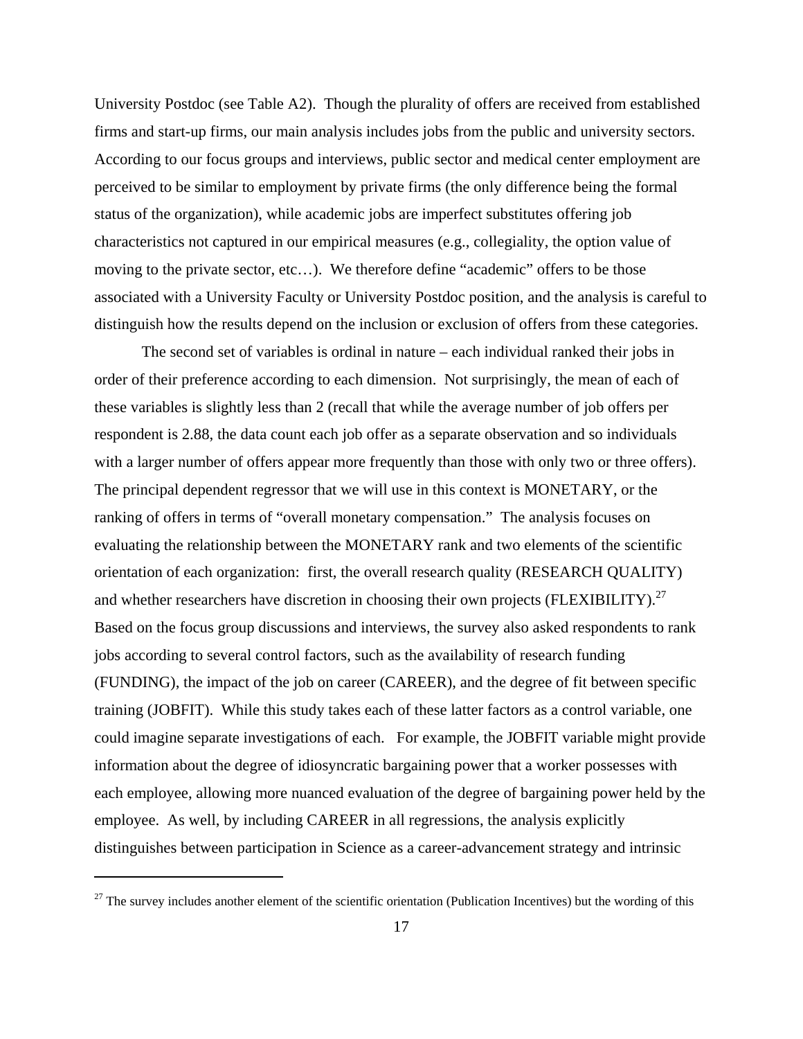University Postdoc (see Table A2). Though the plurality of offers are received from established firms and start-up firms, our main analysis includes jobs from the public and university sectors. According to our focus groups and interviews, public sector and medical center employment are perceived to be similar to employment by private firms (the only difference being the formal status of the organization), while academic jobs are imperfect substitutes offering job characteristics not captured in our empirical measures (e.g., collegiality, the option value of moving to the private sector, etc…). We therefore define "academic" offers to be those associated with a University Faculty or University Postdoc position, and the analysis is careful to distinguish how the results depend on the inclusion or exclusion of offers from these categories.

The second set of variables is ordinal in nature – each individual ranked their jobs in order of their preference according to each dimension. Not surprisingly, the mean of each of these variables is slightly less than 2 (recall that while the average number of job offers per respondent is 2.88, the data count each job offer as a separate observation and so individuals with a larger number of offers appear more frequently than those with only two or three offers). The principal dependent regressor that we will use in this context is MONETARY, or the ranking of offers in terms of "overall monetary compensation." The analysis focuses on evaluating the relationship between the MONETARY rank and two elements of the scientific orientation of each organization: first, the overall research quality (RESEARCH QUALITY) and whether researchers have discretion in choosing their own projects (FLEXIBILITY).[27] Based on the focus group discussions and interviews, the survey also asked respondents to rank jobs according to several control factors, such as the availability of research funding (FUNDING), the impact of the job on career (CAREER), and the degree of fit between specific training (JOBFIT). While this study takes each of these latter factors as a control variable, one could imagine separate investigations of each. For example, the JOBFIT variable might provide information about the degree of idiosyncratic bargaining power that a worker possesses with each employee, allowing more nuanced evaluation of the degree of bargaining power held by the employee. As well, by including CAREER in all regressions, the analysis explicitly distinguishes between participation in Science as a career-advancement strategy and intrinsic

[27] The survey includes another element of the scientific orientation (Publication Incentives) but the wording of this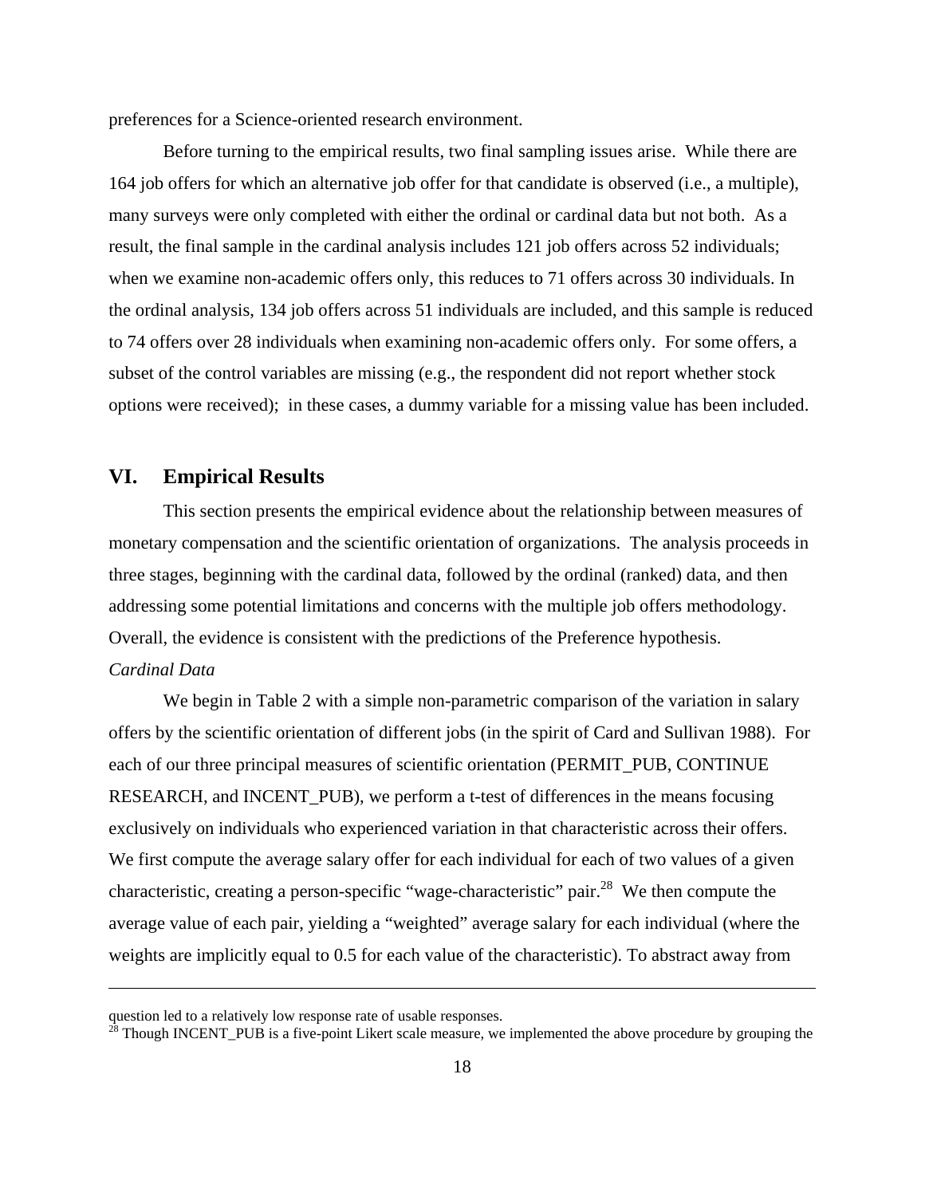preferences for a Science-oriented research environment.

Before turning to the empirical results, two final sampling issues arise. While there are 164 job offers for which an alternative job offer for that candidate is observed (i.e., a multiple), many surveys were only completed with either the ordinal or cardinal data but not both. As a result, the final sample in the cardinal analysis includes 121 job offers across 52 individuals; when we examine non-academic offers only, this reduces to 71 offers across 30 individuals. In the ordinal analysis, 134 job offers across 51 individuals are included, and this sample is reduced to 74 offers over 28 individuals when examining non-academic offers only. For some offers, a subset of the control variables are missing (e.g., the respondent did not report whether stock options were received); in these cases, a dummy variable for a missing value has been included.

## VI. Empirical Results

This section presents the empirical evidence about the relationship between measures of monetary compensation and the scientific orientation of organizations. The analysis proceeds in three stages, beginning with the cardinal data, followed by the ordinal (ranked) data, and then addressing some potential limitations and concerns with the multiple job offers methodology. Overall, the evidence is consistent with the predictions of the Preference hypothesis.

*Cardinal Data*

We begin in Table 2 with a simple non-parametric comparison of the variation in salary offers by the scientific orientation of different jobs (in the spirit of Card and Sullivan 1988). For each of our three principal measures of scientific orientation (PERMIT_PUB, CONTINUE RESEARCH, and INCENT_PUB), we perform a t-test of differences in the means focusing exclusively on individuals who experienced variation in that characteristic across their offers. We first compute the average salary offer for each individual for each of two values of a given characteristic, creating a person-specific "wage-characteristic" pair.[28] We then compute the average value of each pair, yielding a "weighted" average salary for each individual (where the weights are implicitly equal to 0.5 for each value of the characteristic). To abstract away from

---

question led to a relatively low response rate of usable responses.

[28] Though INCENT_PUB is a five-point Likert scale measure, we implemented the above procedure by grouping the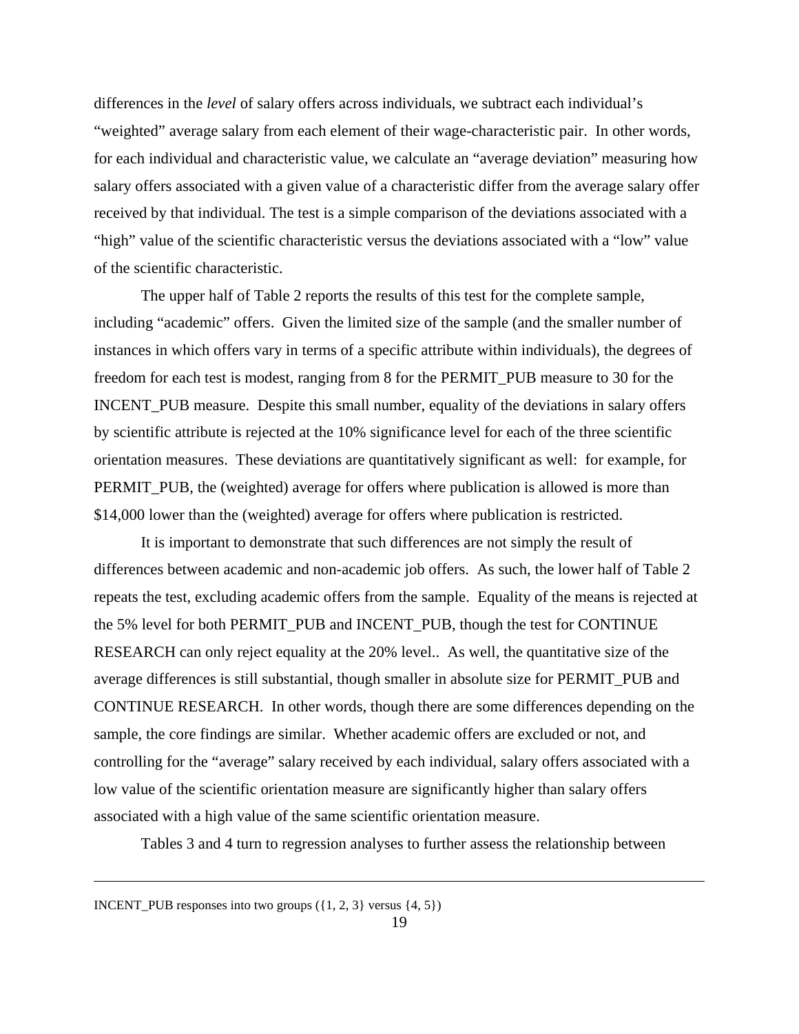differences in the *level* of salary offers across individuals, we subtract each individual's "weighted" average salary from each element of their wage-characteristic pair. In other words, for each individual and characteristic value, we calculate an "average deviation" measuring how salary offers associated with a given value of a characteristic differ from the average salary offer received by that individual. The test is a simple comparison of the deviations associated with a "high" value of the scientific characteristic versus the deviations associated with a "low" value of the scientific characteristic.

The upper half of Table 2 reports the results of this test for the complete sample, including "academic" offers. Given the limited size of the sample (and the smaller number of instances in which offers vary in terms of a specific attribute within individuals), the degrees of freedom for each test is modest, ranging from 8 for the PERMIT_PUB measure to 30 for the INCENT_PUB measure. Despite this small number, equality of the deviations in salary offers by scientific attribute is rejected at the 10% significance level for each of the three scientific orientation measures. These deviations are quantitatively significant as well: for example, for PERMIT_PUB, the (weighted) average for offers where publication is allowed is more than $14,000 lower than the (weighted) average for offers where publication is restricted.

It is important to demonstrate that such differences are not simply the result of differences between academic and non-academic job offers. As such, the lower half of Table 2 repeats the test, excluding academic offers from the sample. Equality of the means is rejected at the 5% level for both PERMIT_PUB and INCENT_PUB, though the test for CONTINUE RESEARCH can only reject equality at the 20% level.. As well, the quantitative size of the average differences is still substantial, though smaller in absolute size for PERMIT_PUB and CONTINUE RESEARCH. In other words, though there are some differences depending on the sample, the core findings are similar. Whether academic offers are excluded or not, and controlling for the "average" salary received by each individual, salary offers associated with a low value of the scientific orientation measure are significantly higher than salary offers associated with a high value of the same scientific orientation measure.

Tables 3 and 4 turn to regression analyses to further assess the relationship between

---

INCENT_PUB responses into two groups ({1, 2, 3} versus {4, 5})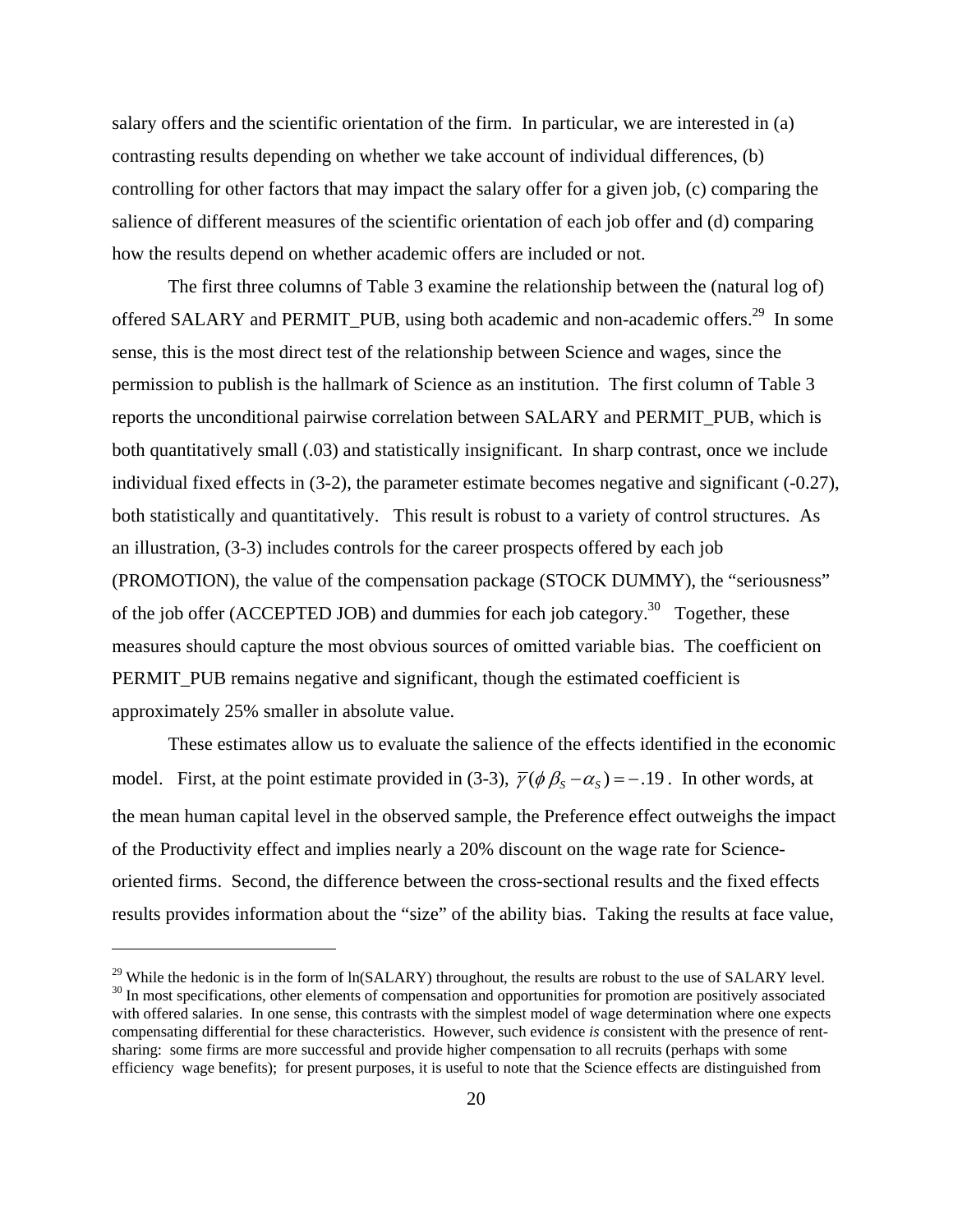salary offers and the scientific orientation of the firm. In particular, we are interested in (a) contrasting results depending on whether we take account of individual differences, (b) controlling for other factors that may impact the salary offer for a given job, (c) comparing the salience of different measures of the scientific orientation of each job offer and (d) comparing how the results depend on whether academic offers are included or not.

The first three columns of Table 3 examine the relationship between the (natural log of) offered SALARY and PERMIT_PUB, using both academic and non-academic offers.[29] In some sense, this is the most direct test of the relationship between Science and wages, since the permission to publish is the hallmark of Science as an institution. The first column of Table 3 reports the unconditional pairwise correlation between SALARY and PERMIT_PUB, which is both quantitatively small (.03) and statistically insignificant. In sharp contrast, once we include individual fixed effects in (3-2), the parameter estimate becomes negative and significant (-0.27), both statistically and quantitatively. This result is robust to a variety of control structures. As an illustration, (3-3) includes controls for the career prospects offered by each job (PROMOTION), the value of the compensation package (STOCK DUMMY), the "seriousness" of the job offer (ACCEPTED JOB) and dummies for each job category.[30] Together, these measures should capture the most obvious sources of omitted variable bias. The coefficient on PERMIT_PUB remains negative and significant, though the estimated coefficient is approximately 25% smaller in absolute value.

These estimates allow us to evaluate the salience of the effects identified in the economic model. First, at the point estimate provided in (3-3), $\bar{\gamma}(\phi\,\beta_S - \alpha_S) = -.19$. In other words, at the mean human capital level in the observed sample, the Preference effect outweighs the impact of the Productivity effect and implies nearly a 20% discount on the wage rate for Science-oriented firms. Second, the difference between the cross-sectional results and the fixed effects results provides information about the "size" of the ability bias. Taking the results at face value,

---

[29] While the hedonic is in the form of ln(SALARY) throughout, the results are robust to the use of SALARY level.

[30] In most specifications, other elements of compensation and opportunities for promotion are positively associated with offered salaries. In one sense, this contrasts with the simplest model of wage determination where one expects compensating differential for these characteristics. However, such evidence *is* consistent with the presence of rent-sharing: some firms are more successful and provide higher compensation to all recruits (perhaps with some efficiency wage benefits); for present purposes, it is useful to note that the Science effects are distinguished from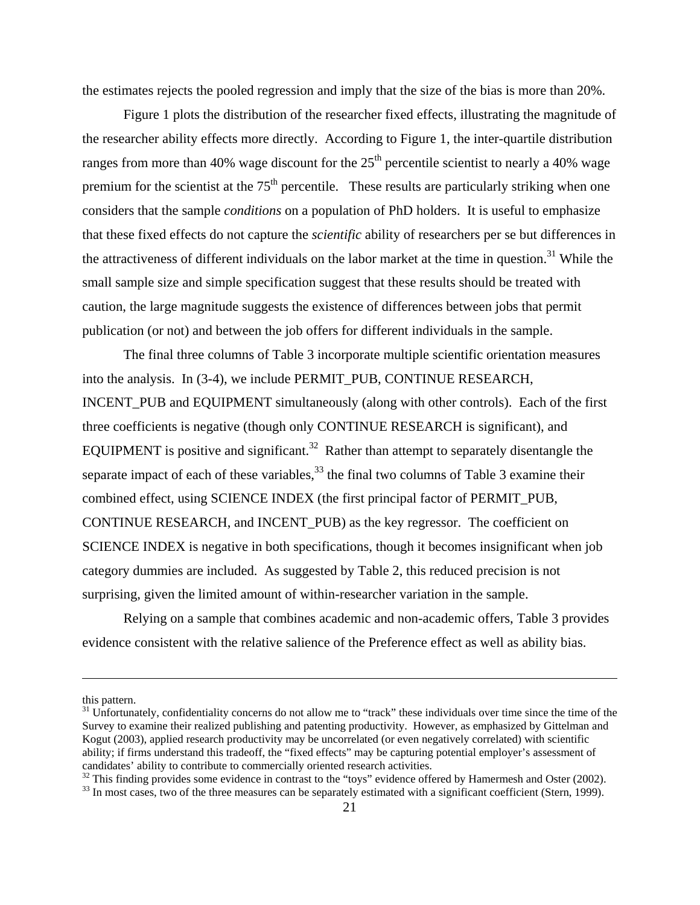the estimates rejects the pooled regression and imply that the size of the bias is more than 20%.

Figure 1 plots the distribution of the researcher fixed effects, illustrating the magnitude of the researcher ability effects more directly. According to Figure 1, the inter-quartile distribution ranges from more than 40% wage discount for the 25th percentile scientist to nearly a 40% wage premium for the scientist at the 75th percentile. These results are particularly striking when one considers that the sample *conditions* on a population of PhD holders. It is useful to emphasize that these fixed effects do not capture the *scientific* ability of researchers per se but differences in the attractiveness of different individuals on the labor market at the time in question.[31] While the small sample size and simple specification suggest that these results should be treated with caution, the large magnitude suggests the existence of differences between jobs that permit publication (or not) and between the job offers for different individuals in the sample.

The final three columns of Table 3 incorporate multiple scientific orientation measures into the analysis. In (3-4), we include PERMIT_PUB, CONTINUE RESEARCH, INCENT_PUB and EQUIPMENT simultaneously (along with other controls). Each of the first three coefficients is negative (though only CONTINUE RESEARCH is significant), and EQUIPMENT is positive and significant.[32] Rather than attempt to separately disentangle the separate impact of each of these variables,[33] the final two columns of Table 3 examine their combined effect, using SCIENCE INDEX (the first principal factor of PERMIT_PUB, CONTINUE RESEARCH, and INCENT_PUB) as the key regressor. The coefficient on SCIENCE INDEX is negative in both specifications, though it becomes insignificant when job category dummies are included. As suggested by Table 2, this reduced precision is not surprising, given the limited amount of within-researcher variation in the sample.

Relying on a sample that combines academic and non-academic offers, Table 3 provides evidence consistent with the relative salience of the Preference effect as well as ability bias.

---

this pattern.

[31] Unfortunately, confidentiality concerns do not allow me to "track" these individuals over time since the time of the Survey to examine their realized publishing and patenting productivity. However, as emphasized by Gittelman and Kogut (2003), applied research productivity may be uncorrelated (or even negatively correlated) with scientific ability; if firms understand this tradeoff, the "fixed effects" may be capturing potential employer's assessment of candidates' ability to contribute to commercially oriented research activities.

[32] This finding provides some evidence in contrast to the "toys" evidence offered by Hamermesh and Oster (2002).

[33] In most cases, two of the three measures can be separately estimated with a significant coefficient (Stern, 1999).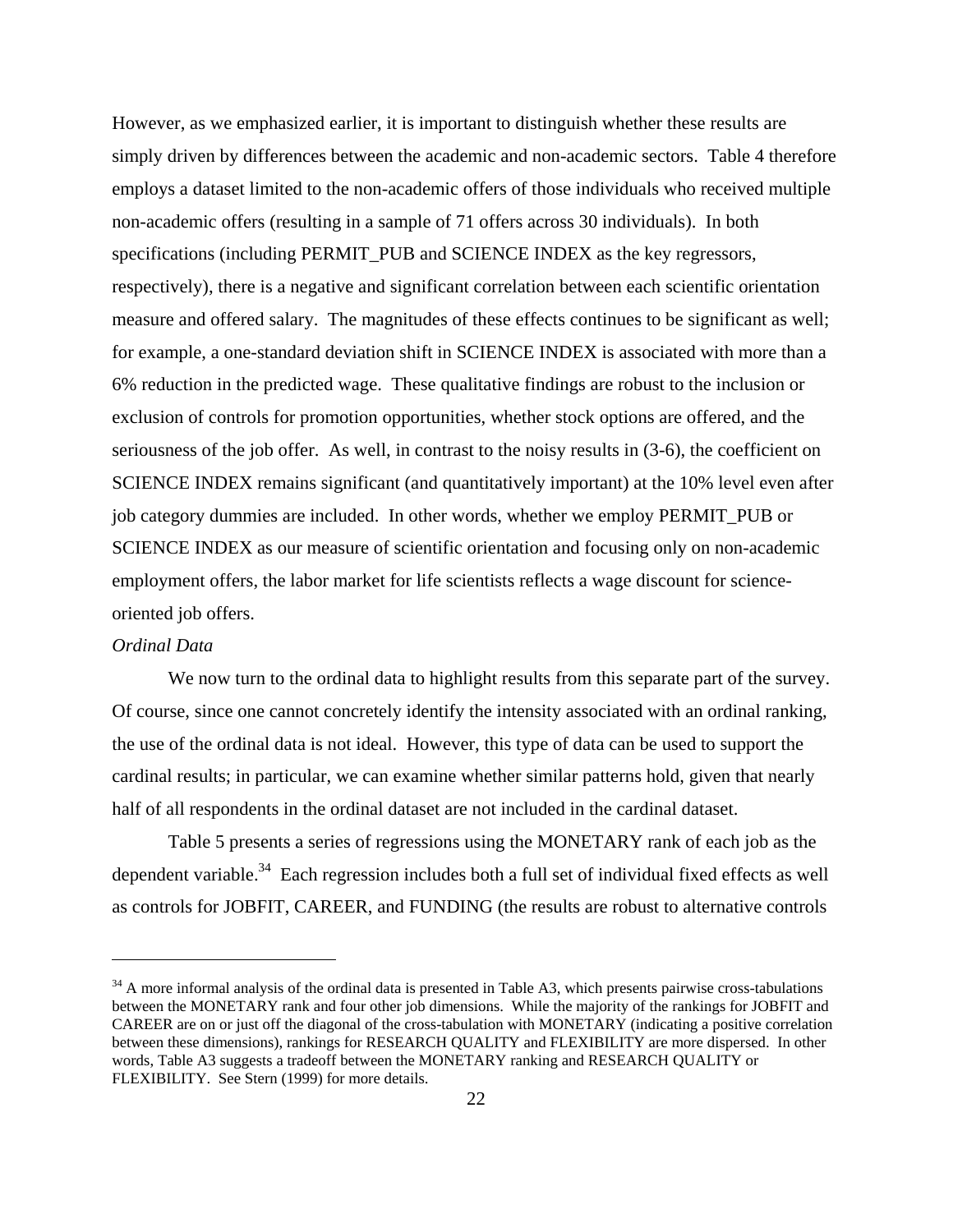However, as we emphasized earlier, it is important to distinguish whether these results are simply driven by differences between the academic and non-academic sectors. Table 4 therefore employs a dataset limited to the non-academic offers of those individuals who received multiple non-academic offers (resulting in a sample of 71 offers across 30 individuals). In both specifications (including PERMIT_PUB and SCIENCE INDEX as the key regressors, respectively), there is a negative and significant correlation between each scientific orientation measure and offered salary. The magnitudes of these effects continues to be significant as well; for example, a one-standard deviation shift in SCIENCE INDEX is associated with more than a 6% reduction in the predicted wage. These qualitative findings are robust to the inclusion or exclusion of controls for promotion opportunities, whether stock options are offered, and the seriousness of the job offer. As well, in contrast to the noisy results in (3-6), the coefficient on SCIENCE INDEX remains significant (and quantitatively important) at the 10% level even after job category dummies are included. In other words, whether we employ PERMIT_PUB or SCIENCE INDEX as our measure of scientific orientation and focusing only on non-academic employment offers, the labor market for life scientists reflects a wage discount for science-oriented job offers.

*Ordinal Data*

We now turn to the ordinal data to highlight results from this separate part of the survey. Of course, since one cannot concretely identify the intensity associated with an ordinal ranking, the use of the ordinal data is not ideal. However, this type of data can be used to support the cardinal results; in particular, we can examine whether similar patterns hold, given that nearly half of all respondents in the ordinal dataset are not included in the cardinal dataset.

Table 5 presents a series of regressions using the MONETARY rank of each job as the dependent variable.[34] Each regression includes both a full set of individual fixed effects as well as controls for JOBFIT, CAREER, and FUNDING (the results are robust to alternative controls

[34] A more informal analysis of the ordinal data is presented in Table A3, which presents pairwise cross-tabulations between the MONETARY rank and four other job dimensions. While the majority of the rankings for JOBFIT and CAREER are on or just off the diagonal of the cross-tabulation with MONETARY (indicating a positive correlation between these dimensions), rankings for RESEARCH QUALITY and FLEXIBILITY are more dispersed. In other words, Table A3 suggests a tradeoff between the MONETARY ranking and RESEARCH QUALITY or FLEXIBILITY. See Stern (1999) for more details.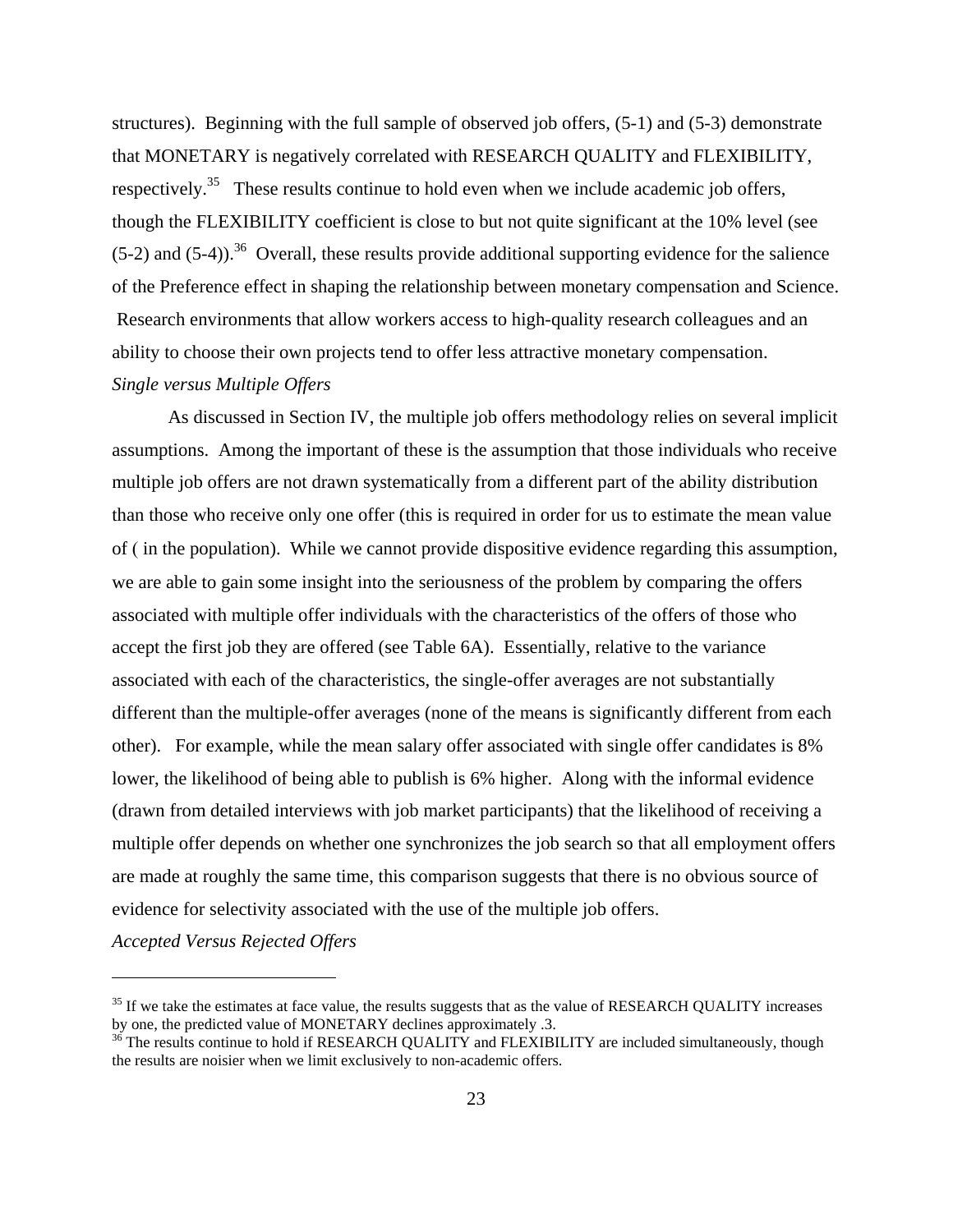structures). Beginning with the full sample of observed job offers, (5-1) and (5-3) demonstrate that MONETARY is negatively correlated with RESEARCH QUALITY and FLEXIBILITY, respectively.[35] These results continue to hold even when we include academic job offers, though the FLEXIBILITY coefficient is close to but not quite significant at the 10% level (see (5-2) and (5-4)).[36] Overall, these results provide additional supporting evidence for the salience of the Preference effect in shaping the relationship between monetary compensation and Science. Research environments that allow workers access to high-quality research colleagues and an ability to choose their own projects tend to offer less attractive monetary compensation.

*Single versus Multiple Offers*

As discussed in Section IV, the multiple job offers methodology relies on several implicit assumptions. Among the important of these is the assumption that those individuals who receive multiple job offers are not drawn systematically from a different part of the ability distribution than those who receive only one offer (this is required in order for us to estimate the mean value of ( in the population). While we cannot provide dispositive evidence regarding this assumption, we are able to gain some insight into the seriousness of the problem by comparing the offers associated with multiple offer individuals with the characteristics of the offers of those who accept the first job they are offered (see Table 6A). Essentially, relative to the variance associated with each of the characteristics, the single-offer averages are not substantially different than the multiple-offer averages (none of the means is significantly different from each other). For example, while the mean salary offer associated with single offer candidates is 8% lower, the likelihood of being able to publish is 6% higher. Along with the informal evidence (drawn from detailed interviews with job market participants) that the likelihood of receiving a multiple offer depends on whether one synchronizes the job search so that all employment offers are made at roughly the same time, this comparison suggests that there is no obvious source of evidence for selectivity associated with the use of the multiple job offers.

*Accepted Versus Rejected Offers*

---

[35] If we take the estimates at face value, the results suggests that as the value of RESEARCH QUALITY increases by one, the predicted value of MONETARY declines approximately .3.

[36] The results continue to hold if RESEARCH QUALITY and FLEXIBILITY are included simultaneously, though the results are noisier when we limit exclusively to non-academic offers.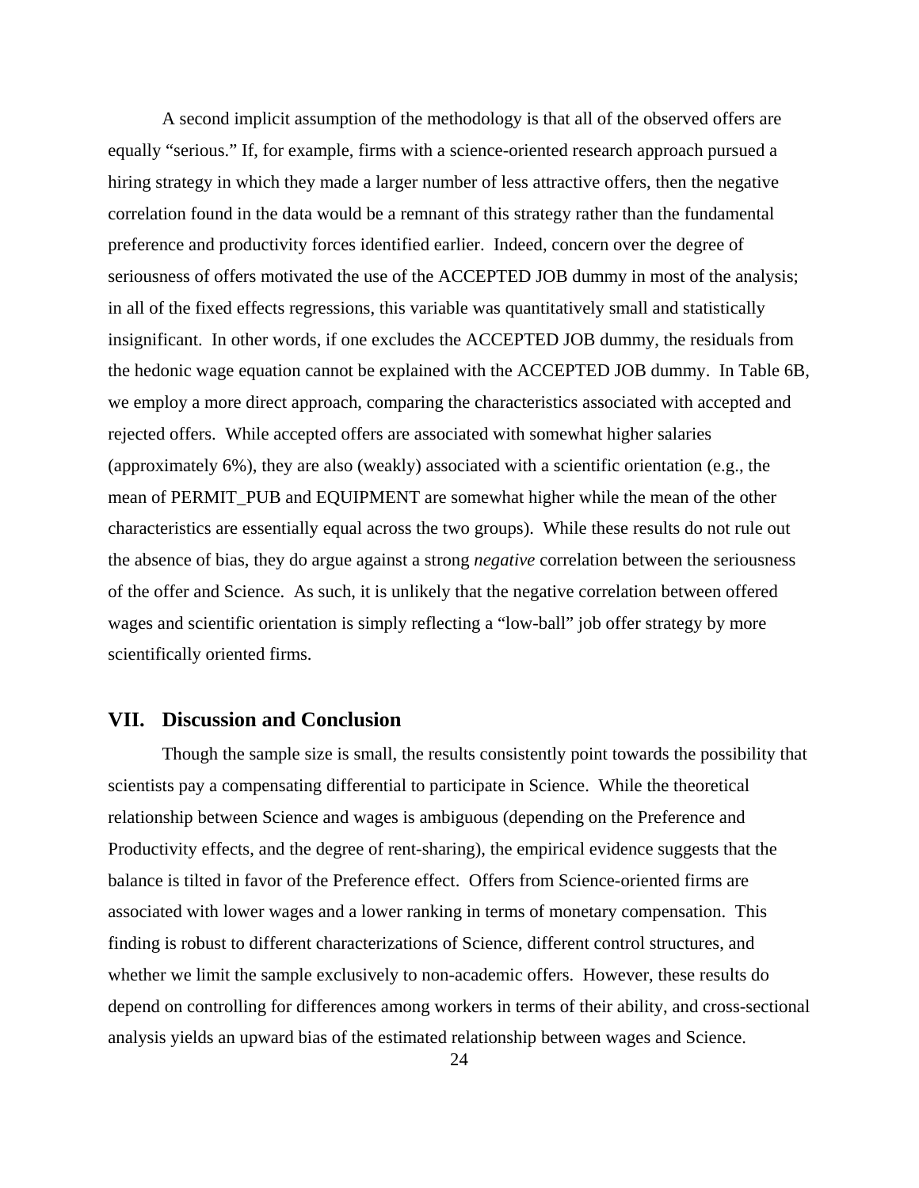A second implicit assumption of the methodology is that all of the observed offers are equally "serious." If, for example, firms with a science-oriented research approach pursued a hiring strategy in which they made a larger number of less attractive offers, then the negative correlation found in the data would be a remnant of this strategy rather than the fundamental preference and productivity forces identified earlier. Indeed, concern over the degree of seriousness of offers motivated the use of the ACCEPTED JOB dummy in most of the analysis; in all of the fixed effects regressions, this variable was quantitatively small and statistically insignificant. In other words, if one excludes the ACCEPTED JOB dummy, the residuals from the hedonic wage equation cannot be explained with the ACCEPTED JOB dummy. In Table 6B, we employ a more direct approach, comparing the characteristics associated with accepted and rejected offers. While accepted offers are associated with somewhat higher salaries (approximately 6%), they are also (weakly) associated with a scientific orientation (e.g., the mean of PERMIT_PUB and EQUIPMENT are somewhat higher while the mean of the other characteristics are essentially equal across the two groups). While these results do not rule out the absence of bias, they do argue against a strong *negative* correlation between the seriousness of the offer and Science. As such, it is unlikely that the negative correlation between offered wages and scientific orientation is simply reflecting a "low-ball" job offer strategy by more scientifically oriented firms.

## VII. Discussion and Conclusion

Though the sample size is small, the results consistently point towards the possibility that scientists pay a compensating differential to participate in Science. While the theoretical relationship between Science and wages is ambiguous (depending on the Preference and Productivity effects, and the degree of rent-sharing), the empirical evidence suggests that the balance is tilted in favor of the Preference effect. Offers from Science-oriented firms are associated with lower wages and a lower ranking in terms of monetary compensation. This finding is robust to different characterizations of Science, different control structures, and whether we limit the sample exclusively to non-academic offers. However, these results do depend on controlling for differences among workers in terms of their ability, and cross-sectional analysis yields an upward bias of the estimated relationship between wages and Science.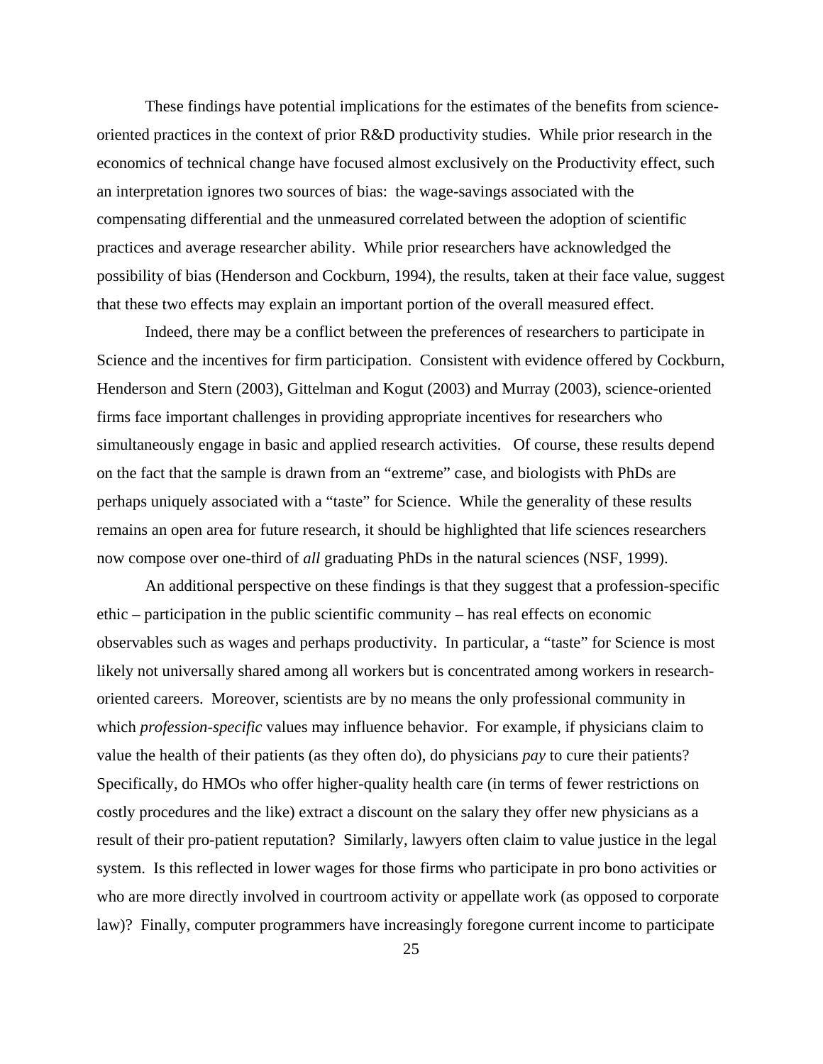These findings have potential implications for the estimates of the benefits from science-oriented practices in the context of prior R&D productivity studies. While prior research in the economics of technical change have focused almost exclusively on the Productivity effect, such an interpretation ignores two sources of bias: the wage-savings associated with the compensating differential and the unmeasured correlated between the adoption of scientific practices and average researcher ability. While prior researchers have acknowledged the possibility of bias (Henderson and Cockburn, 1994), the results, taken at their face value, suggest that these two effects may explain an important portion of the overall measured effect.

Indeed, there may be a conflict between the preferences of researchers to participate in Science and the incentives for firm participation. Consistent with evidence offered by Cockburn, Henderson and Stern (2003), Gittelman and Kogut (2003) and Murray (2003), science-oriented firms face important challenges in providing appropriate incentives for researchers who simultaneously engage in basic and applied research activities. Of course, these results depend on the fact that the sample is drawn from an "extreme" case, and biologists with PhDs are perhaps uniquely associated with a "taste" for Science. While the generality of these results remains an open area for future research, it should be highlighted that life sciences researchers now compose over one-third of *all* graduating PhDs in the natural sciences (NSF, 1999).

An additional perspective on these findings is that they suggest that a profession-specific ethic – participation in the public scientific community – has real effects on economic observables such as wages and perhaps productivity. In particular, a "taste" for Science is most likely not universally shared among all workers but is concentrated among workers in research-oriented careers. Moreover, scientists are by no means the only professional community in which *profession-specific* values may influence behavior. For example, if physicians claim to value the health of their patients (as they often do), do physicians *pay* to cure their patients? Specifically, do HMOs who offer higher-quality health care (in terms of fewer restrictions on costly procedures and the like) extract a discount on the salary they offer new physicians as a result of their pro-patient reputation? Similarly, lawyers often claim to value justice in the legal system. Is this reflected in lower wages for those firms who participate in pro bono activities or who are more directly involved in courtroom activity or appellate work (as opposed to corporate law)? Finally, computer programmers have increasingly foregone current income to participate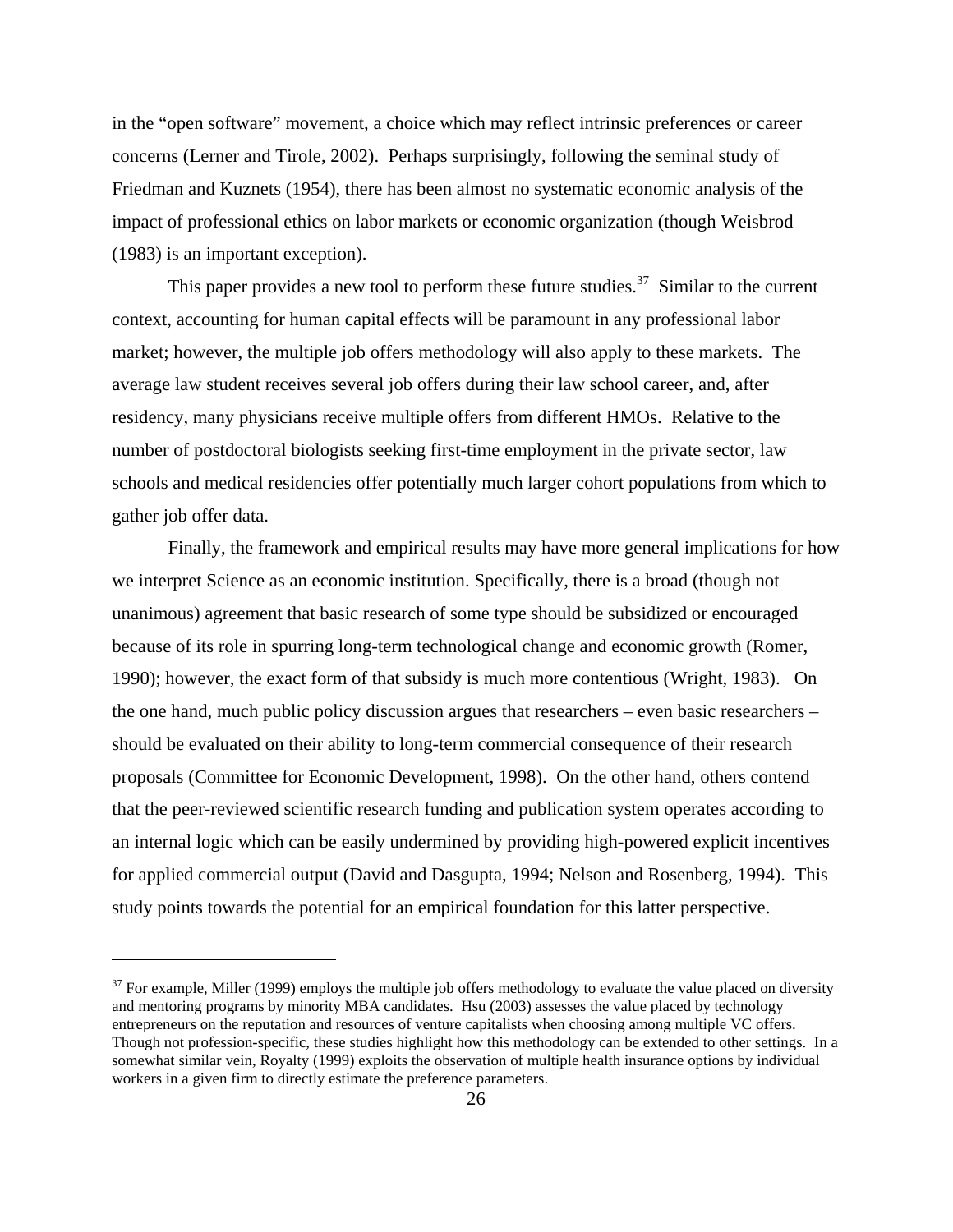in the "open software" movement, a choice which may reflect intrinsic preferences or career concerns (Lerner and Tirole, 2002). Perhaps surprisingly, following the seminal study of Friedman and Kuznets (1954), there has been almost no systematic economic analysis of the impact of professional ethics on labor markets or economic organization (though Weisbrod (1983) is an important exception).

This paper provides a new tool to perform these future studies.[37] Similar to the current context, accounting for human capital effects will be paramount in any professional labor market; however, the multiple job offers methodology will also apply to these markets. The average law student receives several job offers during their law school career, and, after residency, many physicians receive multiple offers from different HMOs. Relative to the number of postdoctoral biologists seeking first-time employment in the private sector, law schools and medical residencies offer potentially much larger cohort populations from which to gather job offer data.

Finally, the framework and empirical results may have more general implications for how we interpret Science as an economic institution. Specifically, there is a broad (though not unanimous) agreement that basic research of some type should be subsidized or encouraged because of its role in spurring long-term technological change and economic growth (Romer, 1990); however, the exact form of that subsidy is much more contentious (Wright, 1983). On the one hand, much public policy discussion argues that researchers – even basic researchers – should be evaluated on their ability to long-term commercial consequence of their research proposals (Committee for Economic Development, 1998). On the other hand, others contend that the peer-reviewed scientific research funding and publication system operates according to an internal logic which can be easily undermined by providing high-powered explicit incentives for applied commercial output (David and Dasgupta, 1994; Nelson and Rosenberg, 1994). This study points towards the potential for an empirical foundation for this latter perspective.

---

[37] For example, Miller (1999) employs the multiple job offers methodology to evaluate the value placed on diversity and mentoring programs by minority MBA candidates. Hsu (2003) assesses the value placed by technology entrepreneurs on the reputation and resources of venture capitalists when choosing among multiple VC offers. Though not profession-specific, these studies highlight how this methodology can be extended to other settings. In a somewhat similar vein, Royalty (1999) exploits the observation of multiple health insurance options by individual workers in a given firm to directly estimate the preference parameters.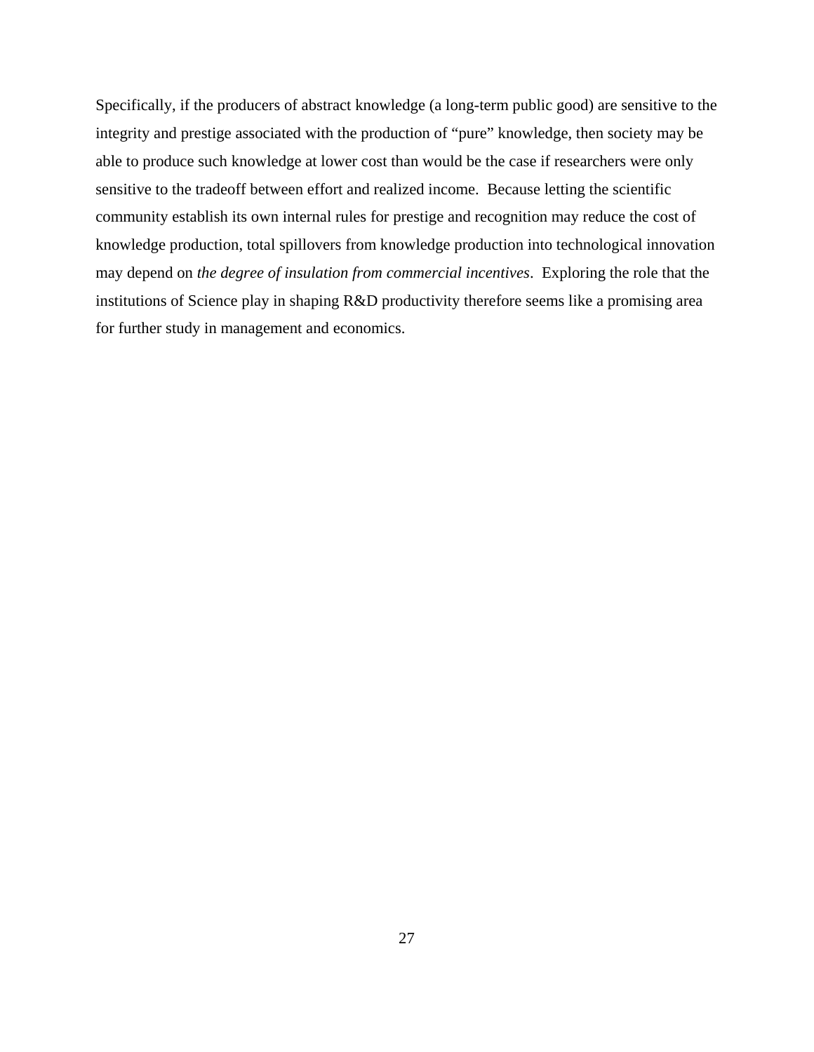Specifically, if the producers of abstract knowledge (a long-term public good) are sensitive to the integrity and prestige associated with the production of "pure" knowledge, then society may be able to produce such knowledge at lower cost than would be the case if researchers were only sensitive to the tradeoff between effort and realized income. Because letting the scientific community establish its own internal rules for prestige and recognition may reduce the cost of knowledge production, total spillovers from knowledge production into technological innovation may depend on *the degree of insulation from commercial incentives*. Exploring the role that the institutions of Science play in shaping R&D productivity therefore seems like a promising area for further study in management and economics.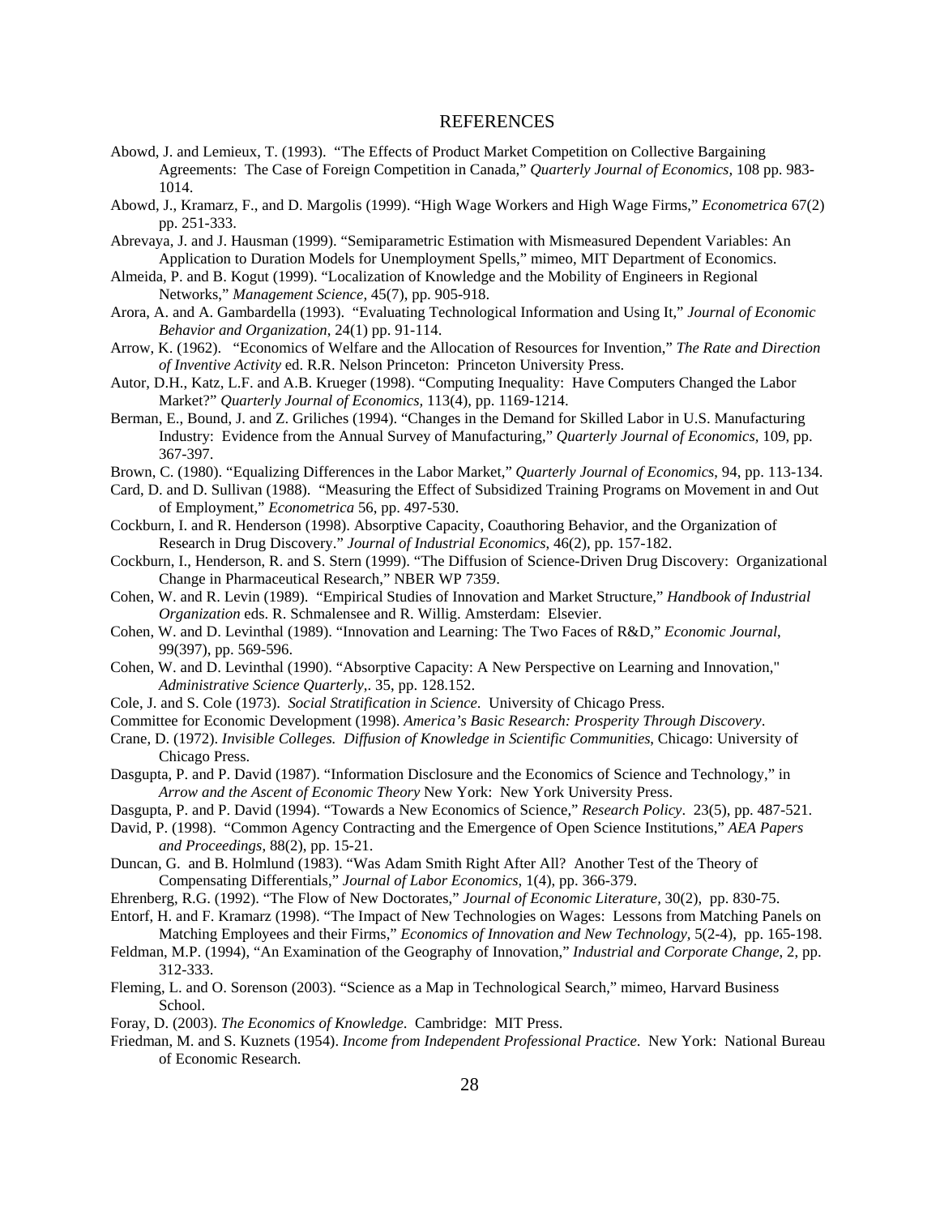# REFERENCES

Abowd, J. and Lemieux, T. (1993). "The Effects of Product Market Competition on Collective Bargaining Agreements: The Case of Foreign Competition in Canada," *Quarterly Journal of Economics,* 108 pp. 983-1014.

Abowd, J., Kramarz, F., and D. Margolis (1999). "High Wage Workers and High Wage Firms," *Econometrica* 67(2) pp. 251-333.

Abrevaya, J. and J. Hausman (1999). "Semiparametric Estimation with Mismeasured Dependent Variables: An Application to Duration Models for Unemployment Spells," mimeo, MIT Department of Economics.

Almeida, P. and B. Kogut (1999). "Localization of Knowledge and the Mobility of Engineers in Regional Networks," *Management Science,* 45(7), pp. 905-918.

Arora, A. and A. Gambardella (1993). "Evaluating Technological Information and Using It," *Journal of Economic Behavior and Organization*, 24(1) pp. 91-114.

Arrow, K. (1962). "Economics of Welfare and the Allocation of Resources for Invention," *The Rate and Direction of Inventive Activity* ed. R.R. Nelson Princeton: Princeton University Press.

Autor, D.H., Katz, L.F. and A.B. Krueger (1998). "Computing Inequality: Have Computers Changed the Labor Market?" *Quarterly Journal of Economics,* 113(4), pp. 1169-1214.

Berman, E., Bound, J. and Z. Griliches (1994). "Changes in the Demand for Skilled Labor in U.S. Manufacturing Industry: Evidence from the Annual Survey of Manufacturing," *Quarterly Journal of Economics,* 109, pp. 367-397.

Brown, C. (1980). "Equalizing Differences in the Labor Market," *Quarterly Journal of Economics*, 94, pp. 113-134.

Card, D. and D. Sullivan (1988). "Measuring the Effect of Subsidized Training Programs on Movement in and Out of Employment," *Econometrica* 56, pp. 497-530.

Cockburn, I. and R. Henderson (1998). Absorptive Capacity, Coauthoring Behavior, and the Organization of Research in Drug Discovery." *Journal of Industrial Economics*, 46(2), pp. 157-182.

Cockburn, I., Henderson, R. and S. Stern (1999). "The Diffusion of Science-Driven Drug Discovery: Organizational Change in Pharmaceutical Research," NBER WP 7359.

Cohen, W. and R. Levin (1989). "Empirical Studies of Innovation and Market Structure," *Handbook of Industrial Organization* eds. R. Schmalensee and R. Willig. Amsterdam: Elsevier.

Cohen, W. and D. Levinthal (1989). "Innovation and Learning: The Two Faces of R&D," *Economic Journal*, 99(397), pp. 569-596.

Cohen, W. and D. Levinthal (1990). "Absorptive Capacity: A New Perspective on Learning and Innovation," *Administrative Science Quarterly*,. 35, pp. 128.152.

Cole, J. and S. Cole (1973). *Social Stratification in Science*. University of Chicago Press.

Committee for Economic Development (1998). *America's Basic Research: Prosperity Through Discovery*.

Crane, D. (1972). *Invisible Colleges. Diffusion of Knowledge in Scientific Communities*, Chicago: University of Chicago Press.

Dasgupta, P. and P. David (1987). "Information Disclosure and the Economics of Science and Technology," in *Arrow and the Ascent of Economic Theory* New York: New York University Press.

Dasgupta, P. and P. David (1994). "Towards a New Economics of Science," *Research Policy*. 23(5), pp. 487-521.

David, P. (1998). "Common Agency Contracting and the Emergence of Open Science Institutions," *AEA Papers and Proceedings,* 88(2), pp. 15-21.

Duncan, G. and B. Holmlund (1983). "Was Adam Smith Right After All? Another Test of the Theory of Compensating Differentials," *Journal of Labor Economics*, 1(4), pp. 366-379.

Ehrenberg, R.G. (1992). "The Flow of New Doctorates," *Journal of Economic Literature,* 30(2), pp. 830-75.

Entorf, H. and F. Kramarz (1998). "The Impact of New Technologies on Wages: Lessons from Matching Panels on Matching Employees and their Firms," *Economics of Innovation and New Technology,* 5(2-4), pp. 165-198.

Feldman, M.P. (1994), "An Examination of the Geography of Innovation," *Industrial and Corporate Change*, 2, pp. 312-333.

Fleming, L. and O. Sorenson (2003). "Science as a Map in Technological Search," mimeo, Harvard Business School.

Foray, D. (2003). *The Economics of Knowledge*. Cambridge: MIT Press.

Friedman, M. and S. Kuznets (1954). *Income from Independent Professional Practice*. New York: National Bureau of Economic Research.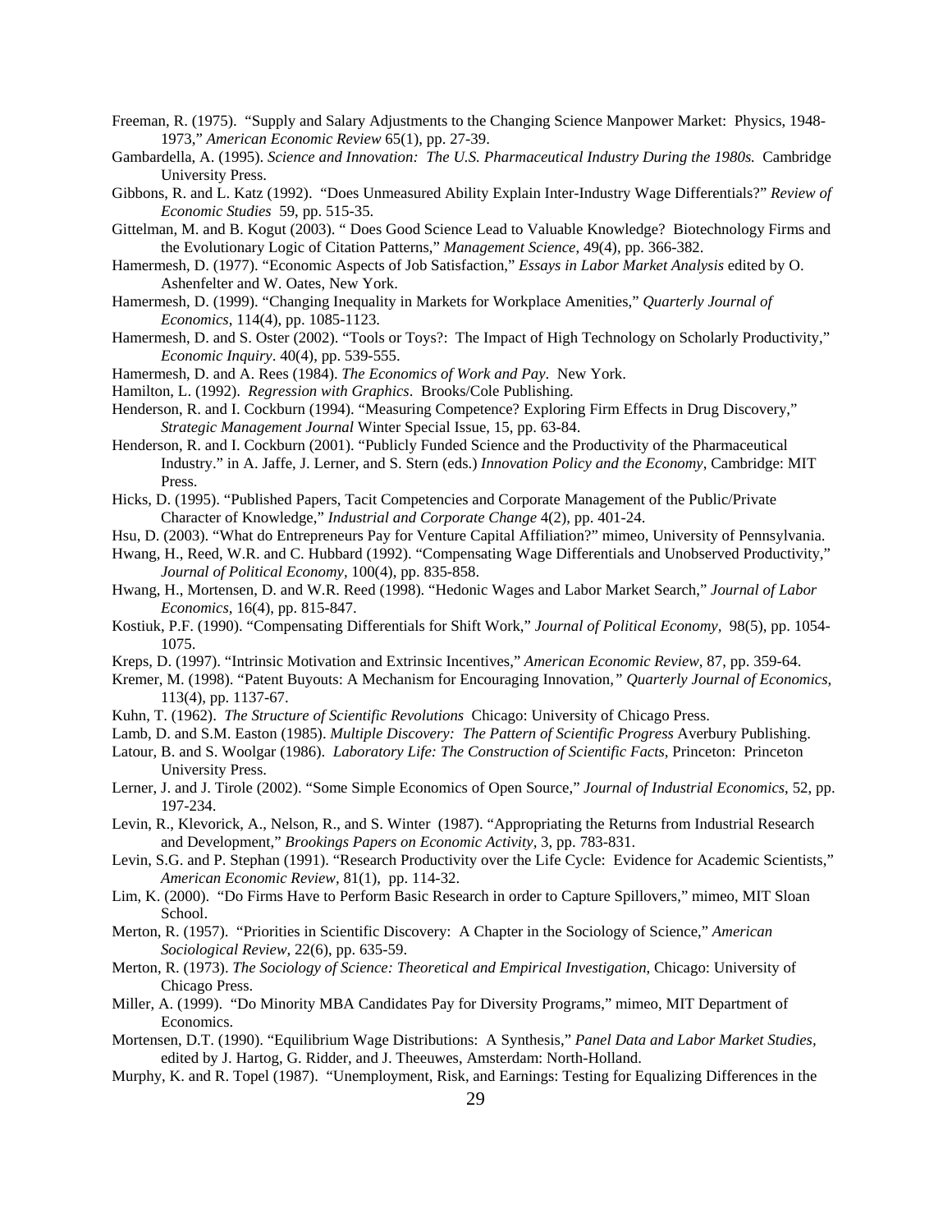Freeman, R. (1975). "Supply and Salary Adjustments to the Changing Science Manpower Market: Physics, 1948-1973," *American Economic Review* 65(1), pp. 27-39.

Gambardella, A. (1995). *Science and Innovation: The U.S. Pharmaceutical Industry During the 1980s.* Cambridge University Press.

Gibbons, R. and L. Katz (1992). "Does Unmeasured Ability Explain Inter-Industry Wage Differentials?" *Review of Economic Studies* 59, pp. 515-35.

Gittelman, M. and B. Kogut (2003). " Does Good Science Lead to Valuable Knowledge? Biotechnology Firms and the Evolutionary Logic of Citation Patterns," *Management Science*, 49(4), pp. 366-382.

Hamermesh, D. (1977). "Economic Aspects of Job Satisfaction," *Essays in Labor Market Analysis* edited by O. Ashenfelter and W. Oates, New York.

Hamermesh, D. (1999). "Changing Inequality in Markets for Workplace Amenities," *Quarterly Journal of Economics*, 114(4), pp. 1085-1123.

Hamermesh, D. and S. Oster (2002). "Tools or Toys?: The Impact of High Technology on Scholarly Productivity," *Economic Inquiry*. 40(4), pp. 539-555.

Hamermesh, D. and A. Rees (1984). *The Economics of Work and Pay*. New York.

Hamilton, L. (1992). *Regression with Graphics*. Brooks/Cole Publishing.

Henderson, R. and I. Cockburn (1994). "Measuring Competence? Exploring Firm Effects in Drug Discovery," *Strategic Management Journal* Winter Special Issue, 15, pp. 63-84.

Henderson, R. and I. Cockburn (2001). "Publicly Funded Science and the Productivity of the Pharmaceutical Industry." in A. Jaffe, J. Lerner, and S. Stern (eds.) *Innovation Policy and the Economy*, Cambridge: MIT Press.

Hicks, D. (1995). "Published Papers, Tacit Competencies and Corporate Management of the Public/Private Character of Knowledge," *Industrial and Corporate Change* 4(2), pp. 401-24.

Hsu, D. (2003). "What do Entrepreneurs Pay for Venture Capital Affiliation?" mimeo, University of Pennsylvania.

Hwang, H., Reed, W.R. and C. Hubbard (1992). "Compensating Wage Differentials and Unobserved Productivity," *Journal of Political Economy*, 100(4), pp. 835-858.

Hwang, H., Mortensen, D. and W.R. Reed (1998). "Hedonic Wages and Labor Market Search," *Journal of Labor Economics*, 16(4), pp. 815-847.

Kostiuk, P.F. (1990). "Compensating Differentials for Shift Work," *Journal of Political Economy*, 98(5), pp. 1054-1075.

Kreps, D. (1997). "Intrinsic Motivation and Extrinsic Incentives," *American Economic Review*, 87, pp. 359-64.

Kremer, M. (1998). "Patent Buyouts: A Mechanism for Encouraging Innovation," *Quarterly Journal of Economics*, 113(4), pp. 1137-67.

Kuhn, T. (1962). *The Structure of Scientific Revolutions* Chicago: University of Chicago Press.

Lamb, D. and S.M. Easton (1985). *Multiple Discovery: The Pattern of Scientific Progress* Averbury Publishing.

Latour, B. and S. Woolgar (1986). *Laboratory Life: The Construction of Scientific Facts*, Princeton: Princeton University Press.

Lerner, J. and J. Tirole (2002). "Some Simple Economics of Open Source," *Journal of Industrial Economics*, 52, pp. 197-234.

Levin, R., Klevorick, A., Nelson, R., and S. Winter (1987). "Appropriating the Returns from Industrial Research and Development," *Brookings Papers on Economic Activity*, 3, pp. 783-831.

Levin, S.G. and P. Stephan (1991). "Research Productivity over the Life Cycle: Evidence for Academic Scientists," *American Economic Review*, 81(1), pp. 114-32.

Lim, K. (2000). "Do Firms Have to Perform Basic Research in order to Capture Spillovers," mimeo, MIT Sloan School.

Merton, R. (1957). "Priorities in Scientific Discovery: A Chapter in the Sociology of Science," *American Sociological Review*, 22(6), pp. 635-59.

Merton, R. (1973). *The Sociology of Science: Theoretical and Empirical Investigation*, Chicago: University of Chicago Press.

Miller, A. (1999). "Do Minority MBA Candidates Pay for Diversity Programs," mimeo, MIT Department of Economics.

Mortensen, D.T. (1990). "Equilibrium Wage Distributions: A Synthesis," *Panel Data and Labor Market Studies*, edited by J. Hartog, G. Ridder, and J. Theeuwes, Amsterdam: North-Holland.

Murphy, K. and R. Topel (1987). "Unemployment, Risk, and Earnings: Testing for Equalizing Differences in the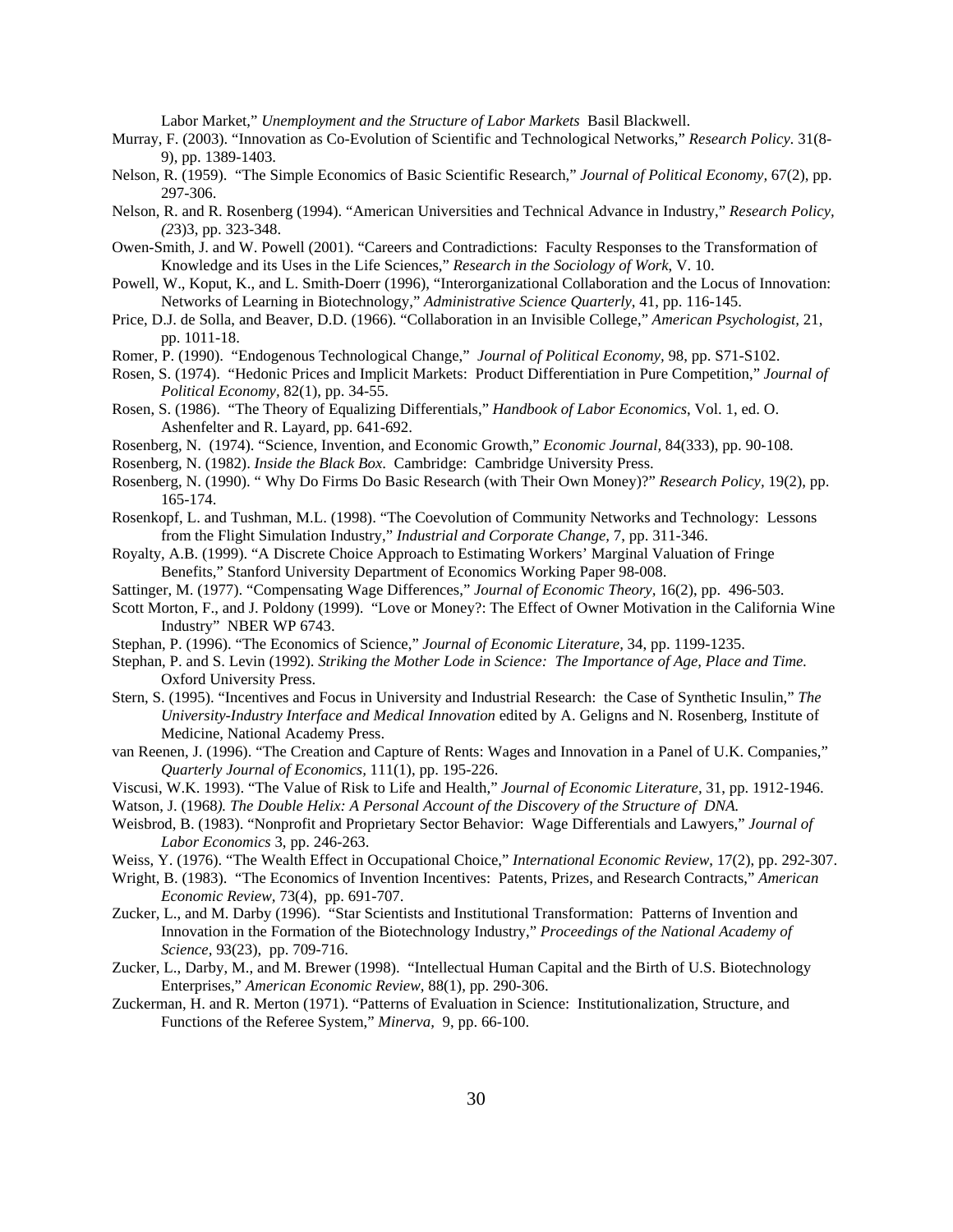Labor Market," *Unemployment and the Structure of Labor Markets* Basil Blackwell.

Murray, F. (2003). "Innovation as Co-Evolution of Scientific and Technological Networks," *Research Policy.* 31(8-9), pp. 1389-1403.

Nelson, R. (1959). "The Simple Economics of Basic Scientific Research," *Journal of Political Economy,* 67(2), pp. 297-306.

Nelson, R. and R. Rosenberg (1994). "American Universities and Technical Advance in Industry," *Research Policy, (2*3)3, pp. 323-348.

Owen-Smith, J. and W. Powell (2001). "Careers and Contradictions: Faculty Responses to the Transformation of Knowledge and its Uses in the Life Sciences," *Research in the Sociology of Work,* V. 10.

Powell, W., Koput, K., and L. Smith-Doerr (1996), "Interorganizational Collaboration and the Locus of Innovation: Networks of Learning in Biotechnology," *Administrative Science Quarterly,* 41, pp. 116-145.

Price, D.J. de Solla, and Beaver, D.D. (1966). "Collaboration in an Invisible College," *American Psychologist,* 21, pp. 1011-18.

Romer, P. (1990). "Endogenous Technological Change," *Journal of Political Economy,* 98, pp. S71-S102.

Rosen, S. (1974). "Hedonic Prices and Implicit Markets: Product Differentiation in Pure Competition," *Journal of Political Economy,* 82(1), pp. 34-55.

Rosen, S. (1986). "The Theory of Equalizing Differentials," *Handbook of Labor Economics*, Vol. 1, ed. O. Ashenfelter and R. Layard, pp. 641-692.

Rosenberg, N. (1974). "Science, Invention, and Economic Growth," *Economic Journal,* 84(333), pp. 90-108.

Rosenberg, N. (1982). *Inside the Black Box.* Cambridge: Cambridge University Press.

Rosenberg, N. (1990). " Why Do Firms Do Basic Research (with Their Own Money)?" *Research Policy,* 19(2), pp. 165-174.

Rosenkopf, L. and Tushman, M.L. (1998). "The Coevolution of Community Networks and Technology: Lessons from the Flight Simulation Industry," *Industrial and Corporate Change,* 7, pp. 311-346.

Royalty, A.B. (1999). "A Discrete Choice Approach to Estimating Workers' Marginal Valuation of Fringe Benefits," Stanford University Department of Economics Working Paper 98-008.

Sattinger, M. (1977). "Compensating Wage Differences," *Journal of Economic Theory,* 16(2), pp. 496-503.

Scott Morton, F., and J. Poldony (1999). "Love or Money?: The Effect of Owner Motivation in the California Wine Industry" NBER WP 6743.

Stephan, P. (1996). "The Economics of Science," *Journal of Economic Literature,* 34, pp. 1199-1235.

Stephan, P. and S. Levin (1992). *Striking the Mother Lode in Science: The Importance of Age, Place and Time.* Oxford University Press.

Stern, S. (1995). "Incentives and Focus in University and Industrial Research: the Case of Synthetic Insulin," *The University-Industry Interface and Medical Innovation* edited by A. Geligns and N. Rosenberg, Institute of Medicine, National Academy Press.

van Reenen, J. (1996). "The Creation and Capture of Rents: Wages and Innovation in a Panel of U.K. Companies," *Quarterly Journal of Economics,* 111(1), pp. 195-226.

Viscusi, W.K. 1993). "The Value of Risk to Life and Health," *Journal of Economic Literature,* 31, pp. 1912-1946.

Watson, J. (1968*). The Double Helix: A Personal Account of the Discovery of the Structure of DNA.*

Weisbrod, B. (1983). "Nonprofit and Proprietary Sector Behavior: Wage Differentials and Lawyers," *Journal of Labor Economics* 3, pp. 246-263.

Weiss, Y. (1976). "The Wealth Effect in Occupational Choice," *International Economic Review*, 17(2), pp. 292-307.

Wright, B. (1983). "The Economics of Invention Incentives: Patents, Prizes, and Research Contracts," *American Economic Review,* 73(4), pp. 691-707.

Zucker, L., and M. Darby (1996). "Star Scientists and Institutional Transformation: Patterns of Invention and Innovation in the Formation of the Biotechnology Industry," *Proceedings of the National Academy of Science*, 93(23), pp. 709-716.

Zucker, L., Darby, M., and M. Brewer (1998). "Intellectual Human Capital and the Birth of U.S. Biotechnology Enterprises," *American Economic Review*, 88(1), pp. 290-306.

Zuckerman, H. and R. Merton (1971). "Patterns of Evaluation in Science: Institutionalization, Structure, and Functions of the Referee System," *Minerva,* 9, pp. 66-100.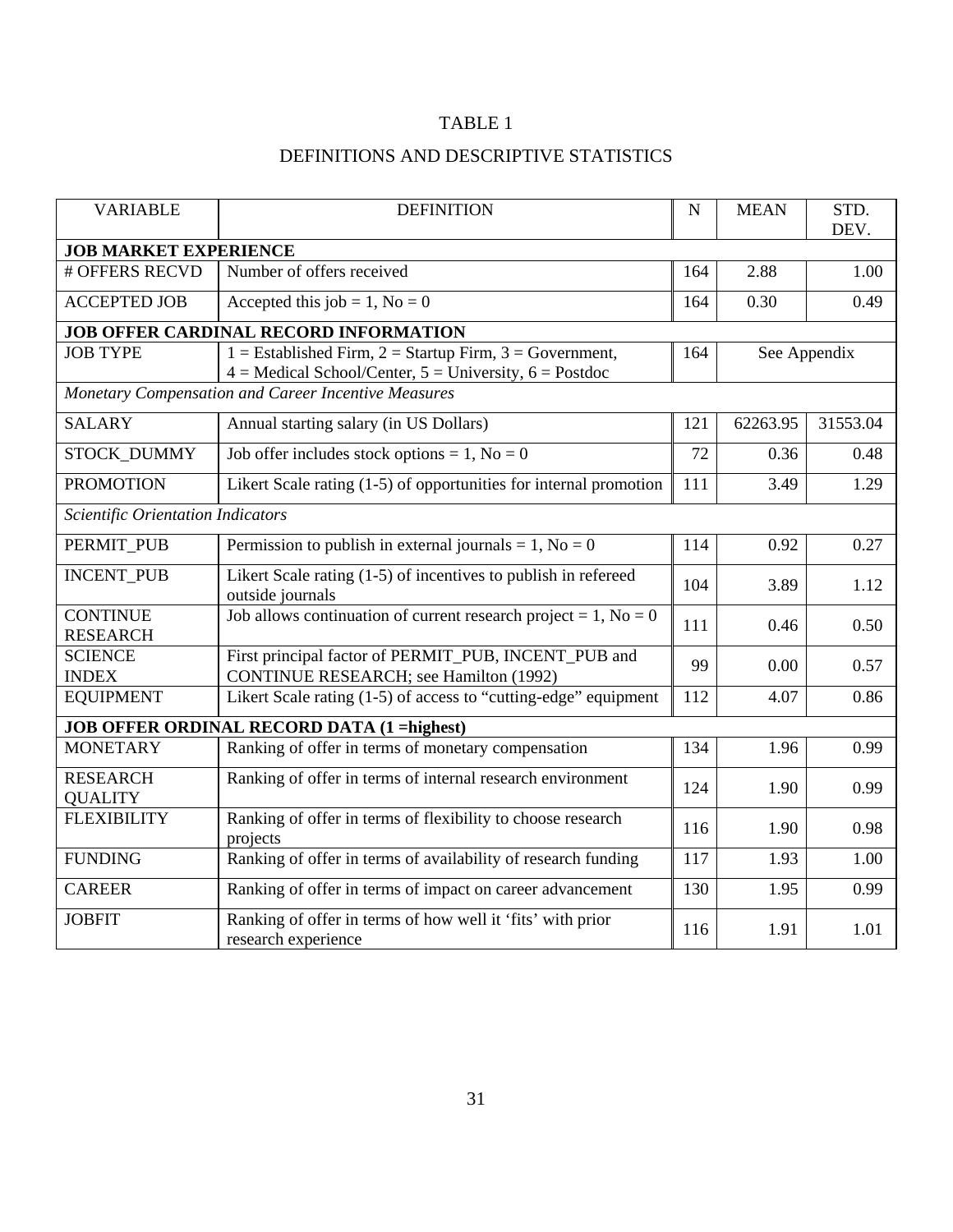TABLE 1

DEFINITIONS AND DESCRIPTIVE STATISTICS

| VARIABLE | DEFINITION | N | MEAN | STD. DEV. |
|---|---|---|---|---|
| **JOB MARKET EXPERIENCE** | | | | |
| # OFFERS RECVD | Number of offers received | 164 | 2.88 | 1.00 |
| ACCEPTED JOB | Accepted this job = 1, No = 0 | 164 | 0.30 | 0.49 |
| **JOB OFFER CARDINAL RECORD INFORMATION** | | | | |
| JOB TYPE | 1 = Established Firm, 2 = Startup Firm, 3 = Government, 4 = Medical School/Center, 5 = University, 6 = Postdoc | 164 | See Appendix | |
| *Monetary Compensation and Career Incentive Measures* | | | | |
| SALARY | Annual starting salary (in US Dollars) | 121 | 62263.95 | 31553.04 |
| STOCK_DUMMY | Job offer includes stock options = 1, No = 0 | 72 | 0.36 | 0.48 |
| PROMOTION | Likert Scale rating (1-5) of opportunities for internal promotion | 111 | 3.49 | 1.29 |
| *Scientific Orientation Indicators* | | | | |
| PERMIT_PUB | Permission to publish in external journals = 1, No = 0 | 114 | 0.92 | 0.27 |
| INCENT_PUB | Likert Scale rating (1-5) of incentives to publish in refereed outside journals | 104 | 3.89 | 1.12 |
| CONTINUE RESEARCH | Job allows continuation of current research project = 1, No = 0 | 111 | 0.46 | 0.50 |
| SCIENCE INDEX | First principal factor of PERMIT_PUB, INCENT_PUB and CONTINUE RESEARCH; see Hamilton (1992) | 99 | 0.00 | 0.57 |
| EQUIPMENT | Likert Scale rating (1-5) of access to "cutting-edge" equipment | 112 | 4.07 | 0.86 |
| **JOB OFFER ORDINAL RECORD DATA (1 =highest)** | | | | |
| MONETARY | Ranking of offer in terms of monetary compensation | 134 | 1.96 | 0.99 |
| RESEARCH QUALITY | Ranking of offer in terms of internal research environment | 124 | 1.90 | 0.99 |
| FLEXIBILITY | Ranking of offer in terms of flexibility to choose research projects | 116 | 1.90 | 0.98 |
| FUNDING | Ranking of offer in terms of availability of research funding | 117 | 1.93 | 1.00 |
| CAREER | Ranking of offer in terms of impact on career advancement | 130 | 1.95 | 0.99 |
| JOBFIT | Ranking of offer in terms of how well it 'fits' with prior research experience | 116 | 1.91 | 1.01 |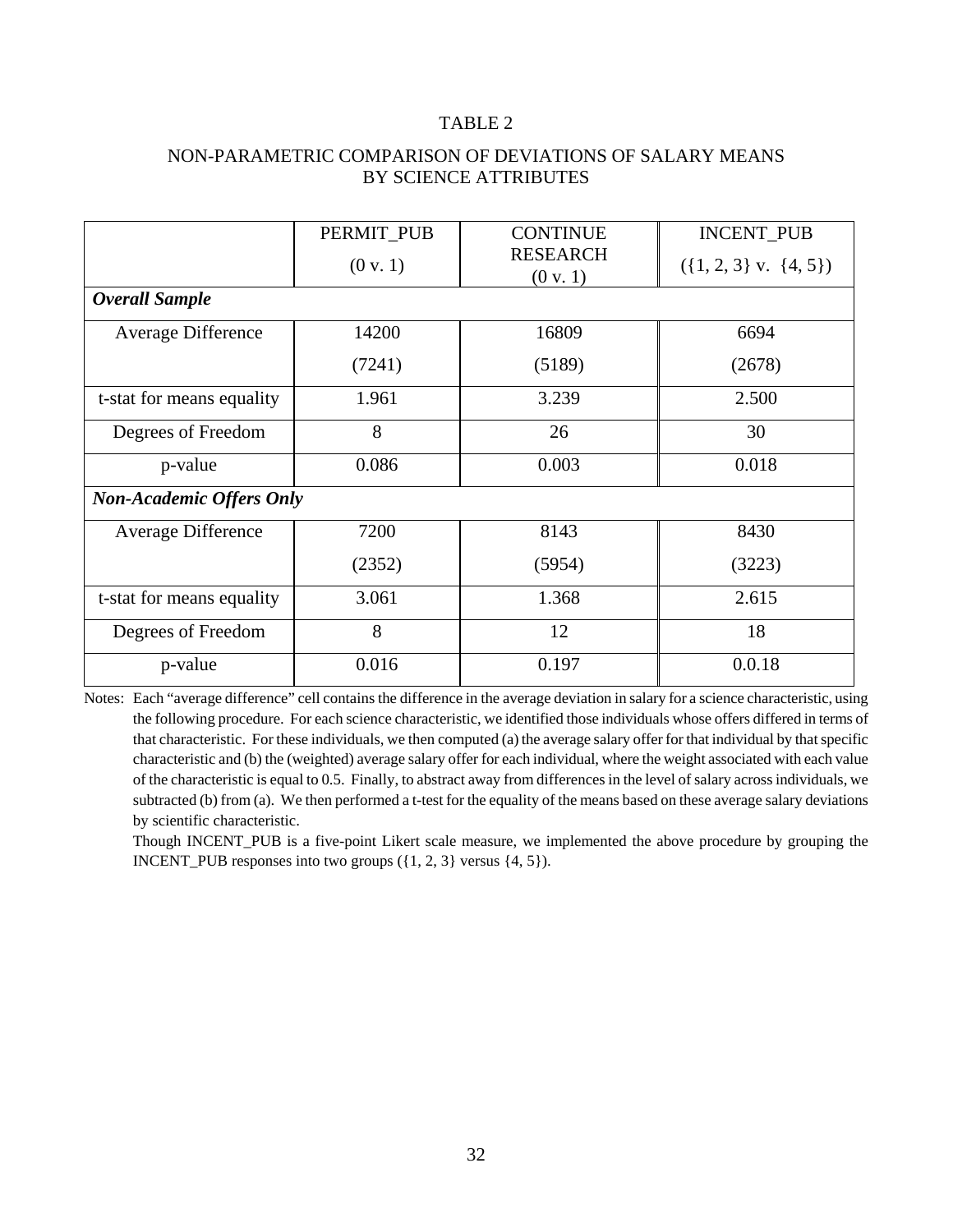TABLE 2

NON-PARAMETRIC COMPARISON OF DEVIATIONS OF SALARY MEANS BY SCIENCE ATTRIBUTES

| | PERMIT_PUB (0 v. 1) | CONTINUE RESEARCH (0 v. 1) | INCENT_PUB ({1, 2, 3} v. {4, 5}) |
|---|---|---|---|
| ***Overall Sample*** | | | |
| Average Difference | 14200<br>(7241) | 16809<br>(5189) | 6694<br>(2678) |
| t-stat for means equality | 1.961 | 3.239 | 2.500 |
| Degrees of Freedom | 8 | 26 | 30 |
| p-value | 0.086 | 0.003 | 0.018 |
| ***Non-Academic Offers Only*** | | | |
| Average Difference | 7200<br>(2352) | 8143<br>(5954) | 8430<br>(3223) |
| t-stat for means equality | 3.061 | 1.368 | 2.615 |
| Degrees of Freedom | 8 | 12 | 18 |
| p-value | 0.016 | 0.197 | 0.0.18 |

Notes: Each "average difference" cell contains the difference in the average deviation in salary for a science characteristic, using the following procedure. For each science characteristic, we identified those individuals whose offers differed in terms of that characteristic. For these individuals, we then computed (a) the average salary offer for that individual by that specific characteristic and (b) the (weighted) average salary offer for each individual, where the weight associated with each value of the characteristic is equal to 0.5. Finally, to abstract away from differences in the level of salary across individuals, we subtracted (b) from (a). We then performed a t-test for the equality of the means based on these average salary deviations by scientific characteristic.

Though INCENT_PUB is a five-point Likert scale measure, we implemented the above procedure by grouping the INCENT_PUB responses into two groups ({1, 2, 3} versus {4, 5}).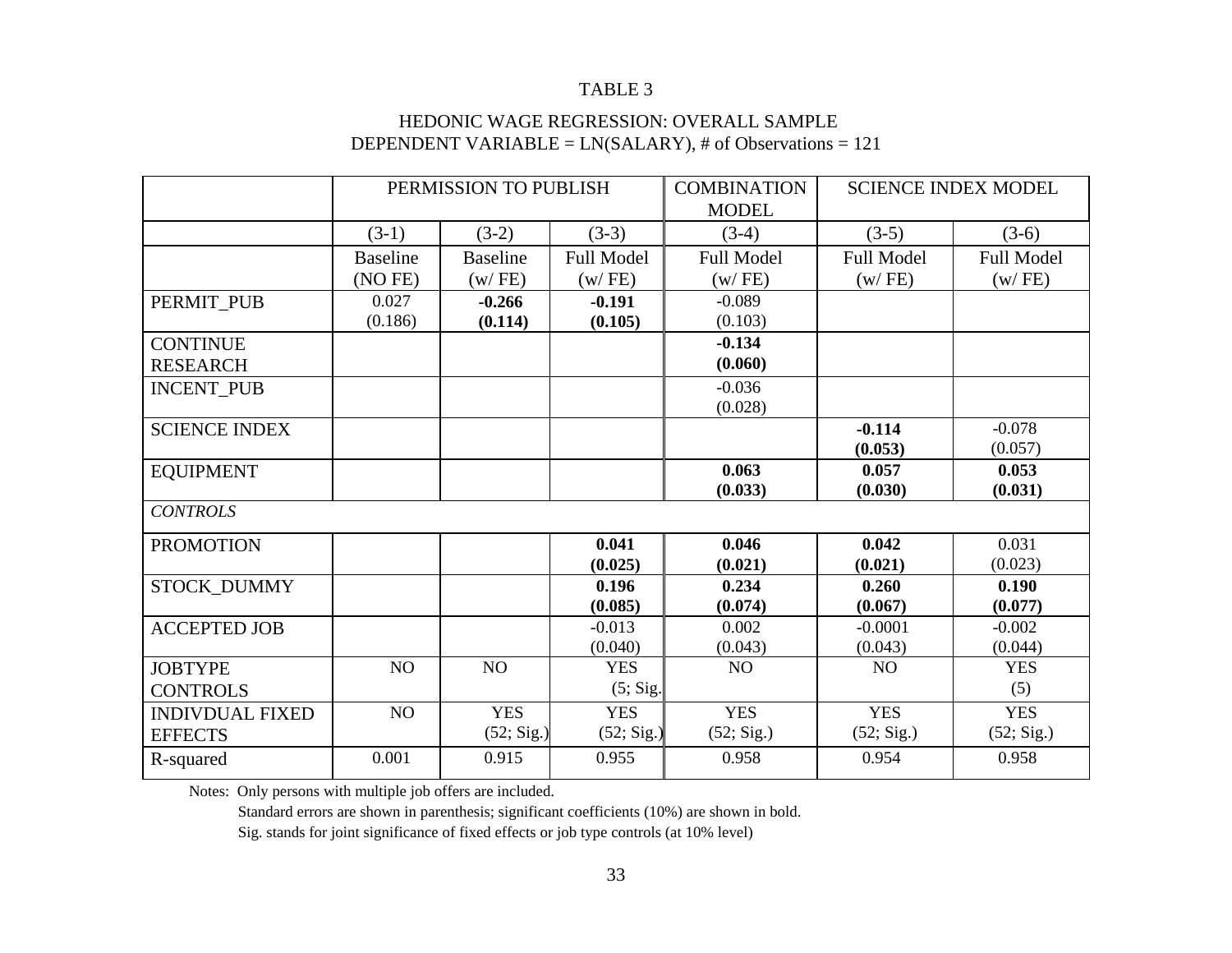TABLE 3

HEDONIC WAGE REGRESSION: OVERALL SAMPLE
DEPENDENT VARIABLE = LN(SALARY), # of Observations = 121

| | PERMISSION TO PUBLISH | | | COMBINATION MODEL | SCIENCE INDEX MODEL | |
|---|---|---|---|---|---|---|
| | (3-1) | (3-2) | (3-3) | (3-4) | (3-5) | (3-6) |
| | Baseline (NO FE) | Baseline (w/ FE) | Full Model (w/ FE) | Full Model (w/ FE) | Full Model (w/ FE) | Full Model (w/ FE) |
| PERMIT_PUB | 0.027 (0.186) | **-0.266 (0.114)** | **-0.191 (0.105)** | -0.089 (0.103) | | |
| CONTINUE RESEARCH | | | | **-0.134 (0.060)** | | |
| INCENT_PUB | | | | -0.036 (0.028) | | |
| SCIENCE INDEX | | | | | **-0.114 (0.053)** | -0.078 (0.057) |
| EQUIPMENT | | | | **0.063 (0.033)** | **0.057 (0.030)** | **0.053 (0.031)** |
| *CONTROLS* | | | | | | |
| PROMOTION | | | **0.041 (0.025)** | **0.046 (0.021)** | **0.042 (0.021)** | 0.031 (0.023) |
| STOCK_DUMMY | | | **0.196 (0.085)** | **0.234 (0.074)** | **0.260 (0.067)** | **0.190 (0.077)** |
| ACCEPTED JOB | | | -0.013 (0.040) | 0.002 (0.043) | -0.0001 (0.043) | -0.002 (0.044) |
| JOBTYPE CONTROLS | NO | NO | YES (5; Sig. | NO | NO | YES (5) |
| INDIVDUAL FIXED EFFECTS | NO | YES (52; Sig.) | YES (52; Sig.) | YES (52; Sig.) | YES (52; Sig.) | YES (52; Sig.) |
| R-squared | 0.001 | 0.915 | 0.955 | 0.958 | 0.954 | 0.958 |

Notes: Only persons with multiple job offers are included.
Standard errors are shown in parenthesis; significant coefficients (10%) are shown in bold.
Sig. stands for joint significance of fixed effects or job type controls (at 10% level)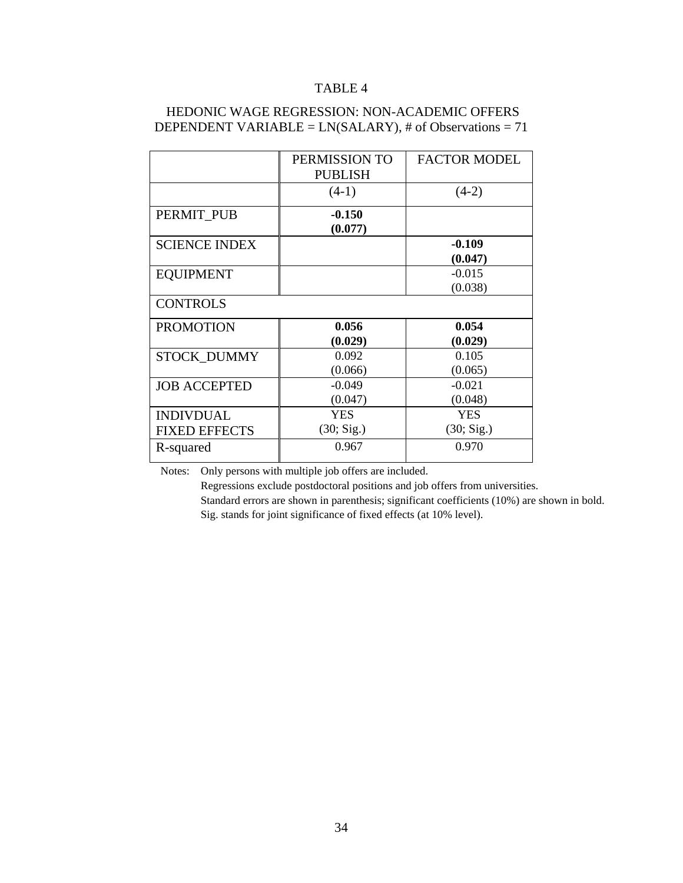TABLE 4

HEDONIC WAGE REGRESSION: NON-ACADEMIC OFFERS
DEPENDENT VARIABLE = LN(SALARY), # of Observations = 71

| | PERMISSION TO PUBLISH | FACTOR MODEL |
|---|---|---|
| | (4-1) | (4-2) |
| PERMIT_PUB | **-0.150** **(0.077)** | |
| SCIENCE INDEX | | **-0.109** **(0.047)** |
| EQUIPMENT | | -0.015 (0.038) |
| CONTROLS | | |
| PROMOTION | **0.056** **(0.029)** | **0.054** **(0.029)** |
| STOCK_DUMMY | 0.092 (0.066) | 0.105 (0.065) |
| JOB ACCEPTED | -0.049 (0.047) | -0.021 (0.048) |
| INDIVDUAL FIXED EFFECTS | YES (30; Sig.) | YES (30; Sig.) |
| R-squared | 0.967 | 0.970 |

Notes: Only persons with multiple job offers are included.
Regressions exclude postdoctoral positions and job offers from universities.
Standard errors are shown in parenthesis; significant coefficients (10%) are shown in bold.
Sig. stands for joint significance of fixed effects (at 10% level).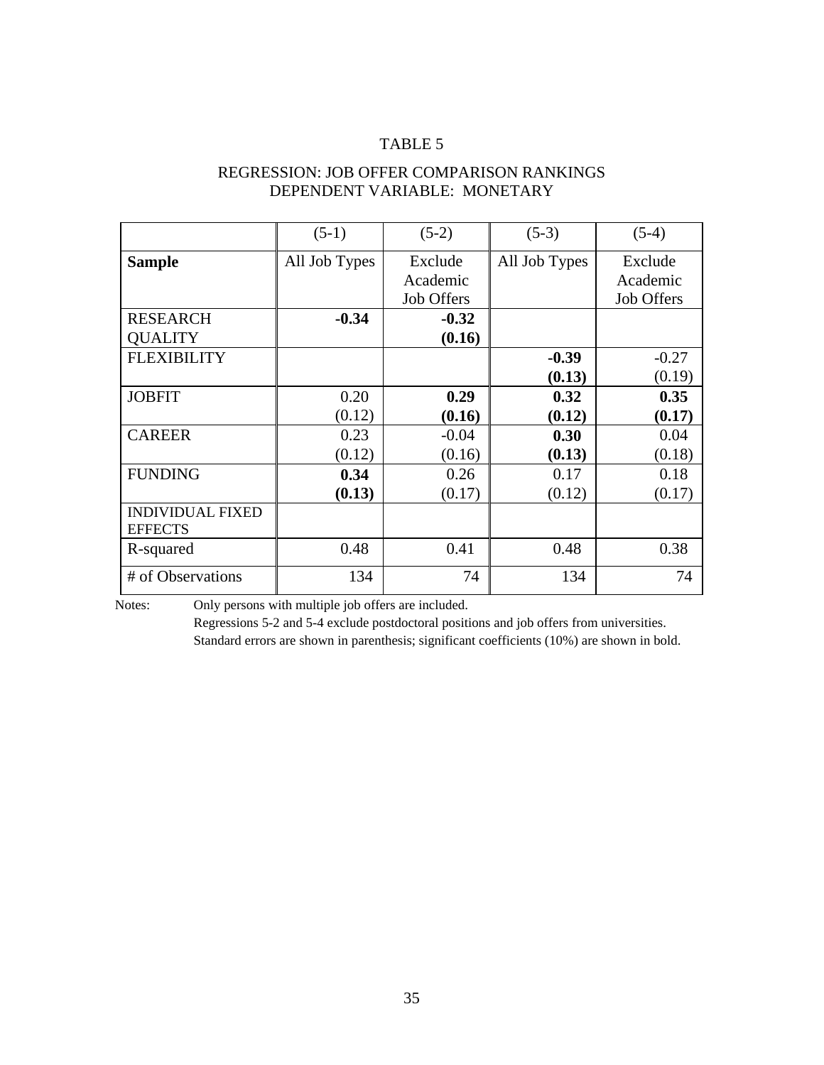TABLE 5

REGRESSION: JOB OFFER COMPARISON RANKINGS
DEPENDENT VARIABLE: MONETARY

| | (5-1) | (5-2) | (5-3) | (5-4) |
|---|---|---|---|---|
| **Sample** | All Job Types | Exclude Academic Job Offers | All Job Types | Exclude Academic Job Offers |
| RESEARCH QUALITY | **-0.34** | **-0.32** **(0.16)** | | |
| FLEXIBILITY | | | **-0.39** **(0.13)** | -0.27 (0.19) |
| JOBFIT | 0.20 (0.12) | **0.29** **(0.16)** | **0.32** **(0.12)** | **0.35** **(0.17)** |
| CAREER | 0.23 (0.12) | -0.04 (0.16) | **0.30** **(0.13)** | 0.04 (0.18) |
| FUNDING | **0.34** **(0.13)** | 0.26 (0.17) | 0.17 (0.12) | 0.18 (0.17) |
| INDIVIDUAL FIXED EFFECTS | | | | |
| R-squared | 0.48 | 0.41 | 0.48 | 0.38 |
| # of Observations | 134 | 74 | 134 | 74 |

Notes: Only persons with multiple job offers are included.
Regressions 5-2 and 5-4 exclude postdoctoral positions and job offers from universities.
Standard errors are shown in parenthesis; significant coefficients (10%) are shown in bold.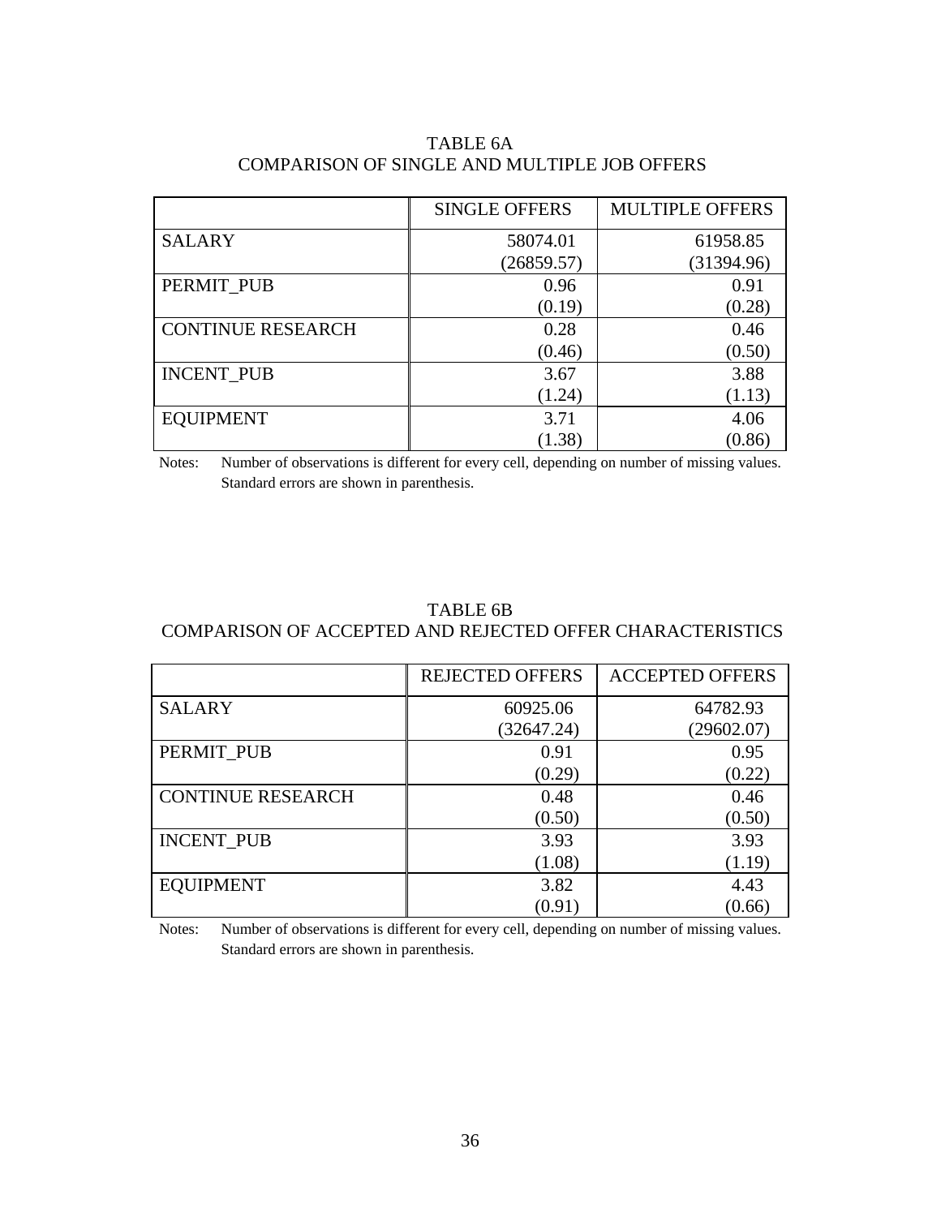TABLE 6A
COMPARISON OF SINGLE AND MULTIPLE JOB OFFERS

| | SINGLE OFFERS | MULTIPLE OFFERS |
|---|---|---|
| SALARY | 58074.01<br>(26859.57) | 61958.85<br>(31394.96) |
| PERMIT_PUB | 0.96<br>(0.19) | 0.91<br>(0.28) |
| CONTINUE RESEARCH | 0.28<br>(0.46) | 0.46<br>(0.50) |
| INCENT_PUB | 3.67<br>(1.24) | 3.88<br>(1.13) |
| EQUIPMENT | 3.71<br>(1.38) | 4.06<br>(0.86) |

Notes: Number of observations is different for every cell, depending on number of missing values. Standard errors are shown in parenthesis.

TABLE 6B
COMPARISON OF ACCEPTED AND REJECTED OFFER CHARACTERISTICS

| | REJECTED OFFERS | ACCEPTED OFFERS |
|---|---|---|
| SALARY | 60925.06<br>(32647.24) | 64782.93<br>(29602.07) |
| PERMIT_PUB | 0.91<br>(0.29) | 0.95<br>(0.22) |
| CONTINUE RESEARCH | 0.48<br>(0.50) | 0.46<br>(0.50) |
| INCENT_PUB | 3.93<br>(1.08) | 3.93<br>(1.19) |
| EQUIPMENT | 3.82<br>(0.91) | 4.43<br>(0.66) |

Notes: Number of observations is different for every cell, depending on number of missing values. Standard errors are shown in parenthesis.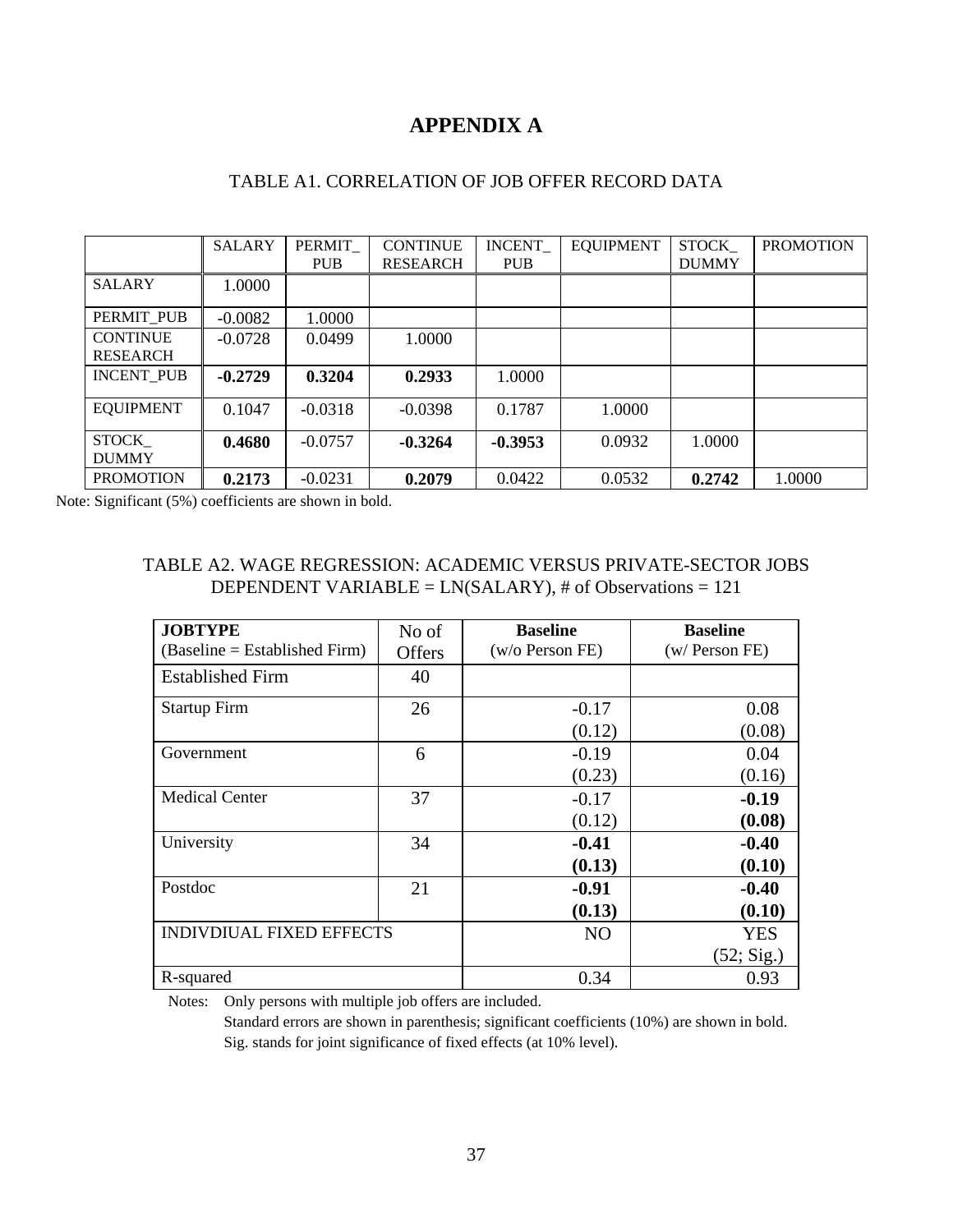# APPENDIX A

## TABLE A1. CORRELATION OF JOB OFFER RECORD DATA

| | SALARY | PERMIT_PUB | CONTINUE RESEARCH | INCENT_PUB | EQUIPMENT | STOCK_DUMMY | PROMOTION |
|---|---|---|---|---|---|---|---|
| SALARY | 1.0000 | | | | | | |
| PERMIT_PUB | -0.0082 | 1.0000 | | | | | |
| CONTINUE RESEARCH | -0.0728 | 0.0499 | 1.0000 | | | | |
| INCENT_PUB | **-0.2729** | **0.3204** | **0.2933** | 1.0000 | | | |
| EQUIPMENT | 0.1047 | -0.0318 | -0.0398 | 0.1787 | 1.0000 | | |
| STOCK_DUMMY | **0.4680** | -0.0757 | **-0.3264** | **-0.3953** | 0.0932 | 1.0000 | |
| PROMOTION | **0.2173** | -0.0231 | **0.2079** | 0.0422 | 0.0532 | **0.2742** | 1.0000 |

Note: Significant (5%) coefficients are shown in bold.

## TABLE A2. WAGE REGRESSION: ACADEMIC VERSUS PRIVATE-SECTOR JOBS DEPENDENT VARIABLE = LN(SALARY), # of Observations = 121

| **JOBTYPE** (Baseline = Established Firm) | No of Offers | **Baseline** (w/o Person FE) | **Baseline** (w/ Person FE) |
|---|---|---|---|
| Established Firm | 40 | | |
| Startup Firm | 26 | -0.17 (0.12) | 0.08 (0.08) |
| Government | 6 | -0.19 (0.23) | 0.04 (0.16) |
| Medical Center | 37 | -0.17 (0.12) | **-0.19 (0.08)** |
| University | 34 | **-0.41 (0.13)** | **-0.40 (0.10)** |
| Postdoc | 21 | **-0.91 (0.13)** | **-0.40 (0.10)** |
| INDIVDIUAL FIXED EFFECTS | | NO | YES (52; Sig.) |
| R-squared | | 0.34 | 0.93 |

Notes: Only persons with multiple job offers are included.
Standard errors are shown in parenthesis; significant coefficients (10%) are shown in bold.
Sig. stands for joint significance of fixed effects (at 10% level).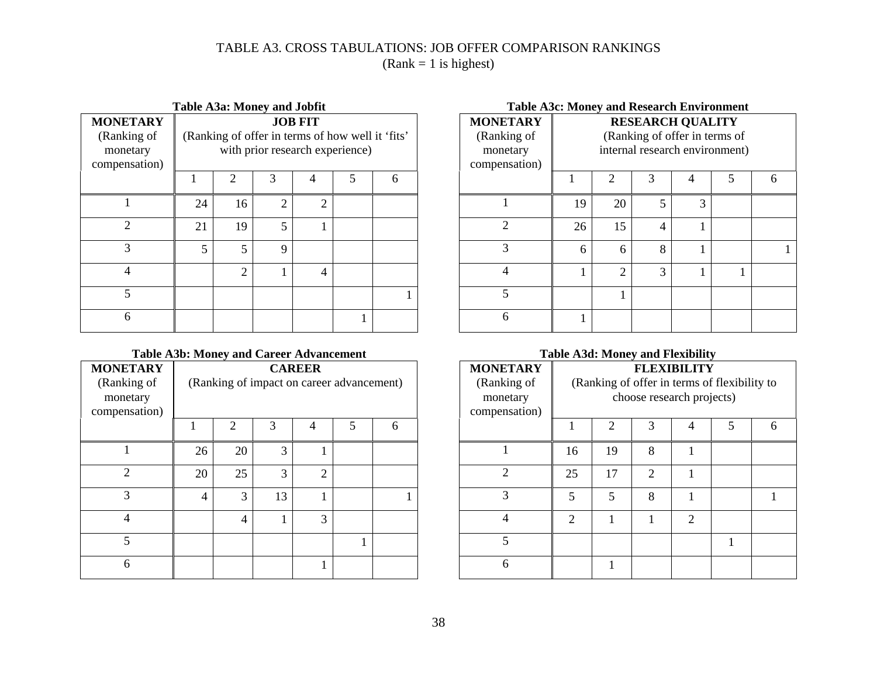# TABLE A3. CROSS TABULATIONS: JOB OFFER COMPARISON RANKINGS
(Rank = 1 is highest)

**Table A3a: Money and Jobfit**

| MONETARY (Ranking of monetary compensation) | JOB FIT (Ranking of offer in terms of how well it 'fits' with prior research experience) | | | | | |
|---|---|---|---|---|---|---|
| | 1 | 2 | 3 | 4 | 5 | 6 |
| 1 | 24 | 16 | 2 | 2 | | |
| 2 | 21 | 19 | 5 | 1 | | |
| 3 | 5 | 5 | 9 | | | |
| 4 | | 2 | 1 | 4 | | |
| 5 | | | | | | 1 |
| 6 | | | | | 1 | |

**Table A3b: Money and Career Advancement**

| MONETARY (Ranking of monetary compensation) | CAREER (Ranking of impact on career advancement) | | | | | |
|---|---|---|---|---|---|---|
| | 1 | 2 | 3 | 4 | 5 | 6 |
| 1 | 26 | 20 | 3 | 1 | | |
| 2 | 20 | 25 | 3 | 2 | | |
| 3 | 4 | 3 | 13 | 1 | | 1 |
| 4 | | 4 | 1 | 3 | | |
| 5 | | | | | 1 | |
| 6 | | | | 1 | | |

**Table A3c: Money and Research Environment**

| MONETARY (Ranking of monetary compensation) | RESEARCH QUALITY (Ranking of offer in terms of internal research environment) | | | | | |
|---|---|---|---|---|---|---|
| | 1 | 2 | 3 | 4 | 5 | 6 |
| 1 | 19 | 20 | 5 | 3 | | |
| 2 | 26 | 15 | 4 | 1 | | |
| 3 | 6 | 6 | 8 | 1 | | 1 |
| 4 | 1 | 2 | 3 | 1 | 1 | |
| 5 | | 1 | | | | |
| 6 | 1 | | | | | |

**Table A3d: Money and Flexibility**

| MONETARY (Ranking of monetary compensation) | FLEXIBILITY (Ranking of offer in terms of flexibility to choose research projects) | | | | | |
|---|---|---|---|---|---|---|
| | 1 | 2 | 3 | 4 | 5 | 6 |
| 1 | 16 | 19 | 8 | 1 | | |
| 2 | 25 | 17 | 2 | 1 | | |
| 3 | 5 | 5 | 8 | 1 | | 1 |
| 4 | 2 | 1 | 1 | 2 | | |
| 5 | | | | | 1 | |
| 6 | | 1 | | | | |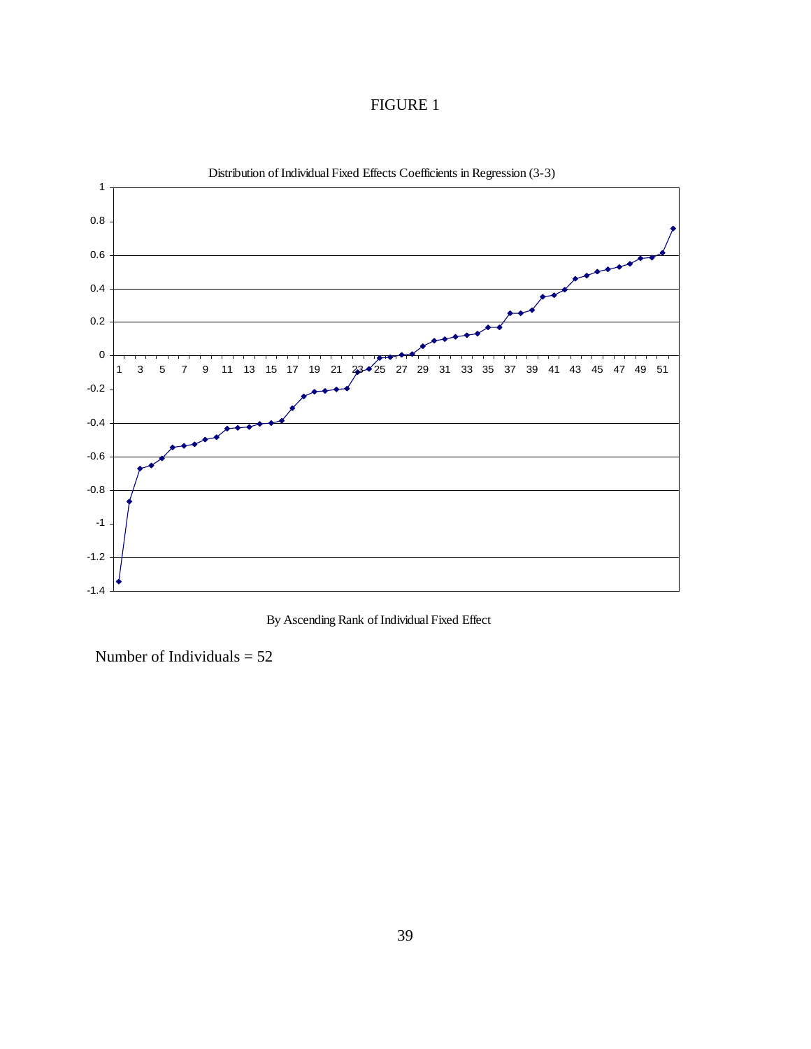FIGURE 1

Distribution of Individual Fixed Effects Coefficients in Regression (3-3)

1
0.8
0.6
0.4
0.2
0
-0.2
-0.4
-0.6
-0.8
-1
-1.2
-1.4

1 3 5 7 9 11 13 15 17 19 21 23 25 27 29 31 33 35 37 39 41 43 45 47 49 51

By Ascending Rank of Individual Fixed Effect

Number of Individuals = 52